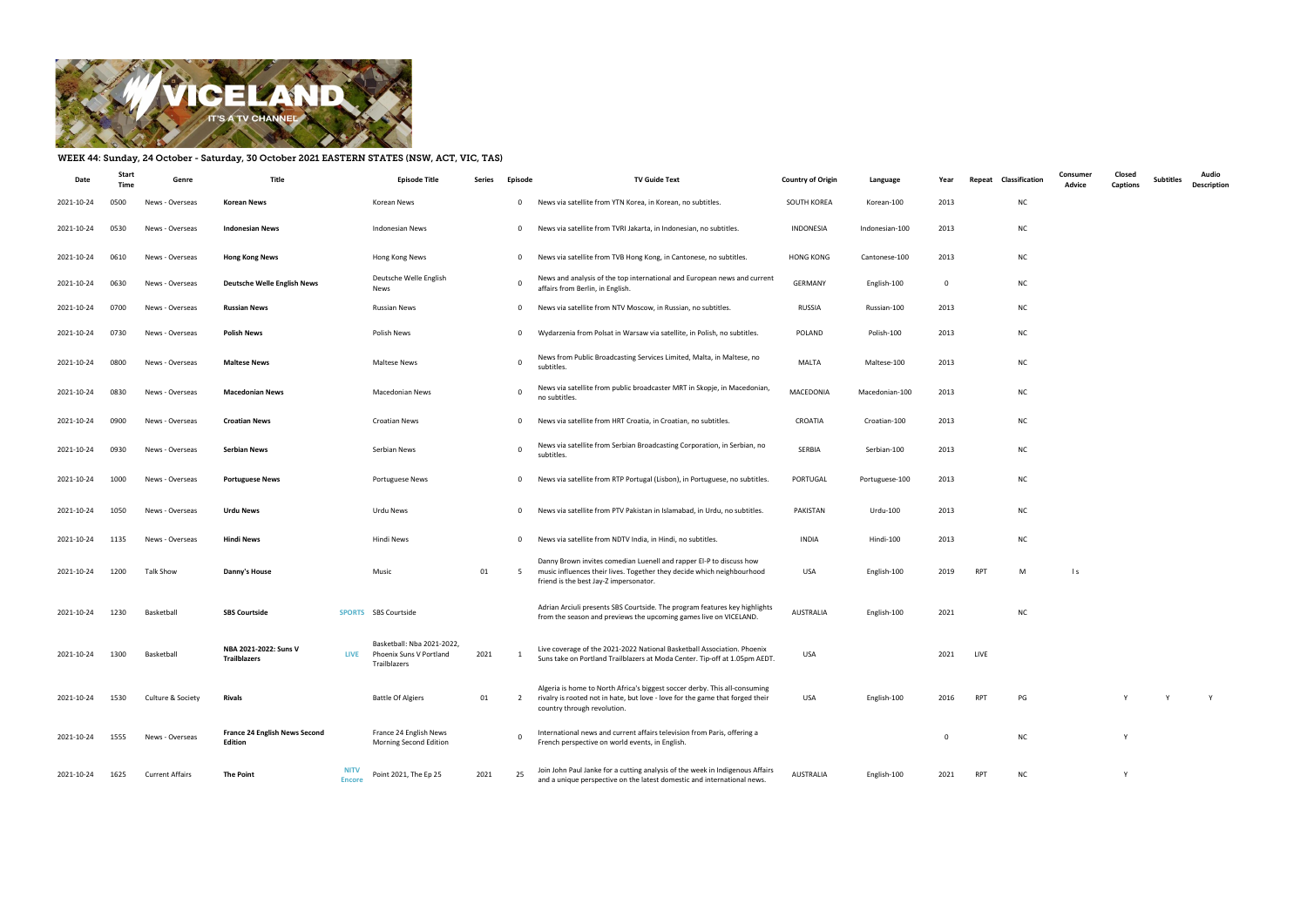## WEEK 44: Sunday, 24 October - Saturday, 30 October 2021 EASTERN STATES (NSW, ACT, VIC, TAS)

| Date | Start Time | Genre | Title | | Episode Title | Series | Episode | TV Guide Text | Country of Origin | Language | Year | Repeat | Classification | Consumer Advice | Closed Captions | Subtitles | Audio Description |
|---|---|---|---|---|---|---|---|---|---|---|---|---|---|---|---|---|---|
| 2021-10-24 | 0500 | News - Overseas | **Korean News** | | Korean News | | 0 | News via satellite from YTN Korea, in Korean, no subtitles. | SOUTH KOREA | Korean-100 | 2013 | | NC | | | | |
| 2021-10-24 | 0530 | News - Overseas | **Indonesian News** | | Indonesian News | | 0 | News via satellite from TVRI Jakarta, in Indonesian, no subtitles. | INDONESIA | Indonesian-100 | 2013 | | NC | | | | |
| 2021-10-24 | 0610 | News - Overseas | **Hong Kong News** | | Hong Kong News | | 0 | News via satellite from TVB Hong Kong, in Cantonese, no subtitles. | HONG KONG | Cantonese-100 | 2013 | | NC | | | | |
| 2021-10-24 | 0630 | News - Overseas | **Deutsche Welle English News** | | Deutsche Welle English News | | 0 | News and analysis of the top international and European news and current affairs from Berlin, in English. | GERMANY | English-100 | 0 | | NC | | | | |
| 2021-10-24 | 0700 | News - Overseas | **Russian News** | | Russian News | | 0 | News via satellite from NTV Moscow, in Russian, no subtitles. | RUSSIA | Russian-100 | 2013 | | NC | | | | |
| 2021-10-24 | 0730 | News - Overseas | **Polish News** | | Polish News | | 0 | Wydarzenia from Polsat in Warsaw via satellite, in Polish, no subtitles. | POLAND | Polish-100 | 2013 | | NC | | | | |
| 2021-10-24 | 0800 | News - Overseas | **Maltese News** | | Maltese News | | 0 | News from Public Broadcasting Services Limited, Malta, in Maltese, no subtitles. | MALTA | Maltese-100 | 2013 | | NC | | | | |
| 2021-10-24 | 0830 | News - Overseas | **Macedonian News** | | Macedonian News | | 0 | News via satellite from public broadcaster MRT in Skopje, in Macedonian, no subtitles. | MACEDONIA | Macedonian-100 | 2013 | | NC | | | | |
| 2021-10-24 | 0900 | News - Overseas | **Croatian News** | | Croatian News | | 0 | News via satellite from HRT Croatia, in Croatian, no subtitles. | CROATIA | Croatian-100 | 2013 | | NC | | | | |
| 2021-10-24 | 0930 | News - Overseas | **Serbian News** | | Serbian News | | 0 | News via satellite from Serbian Broadcasting Corporation, in Serbian, no subtitles. | SERBIA | Serbian-100 | 2013 | | NC | | | | |
| 2021-10-24 | 1000 | News - Overseas | **Portuguese News** | | Portuguese News | | 0 | News via satellite from RTP Portugal (Lisbon), in Portuguese, no subtitles. | PORTUGAL | Portuguese-100 | 2013 | | NC | | | | |
| 2021-10-24 | 1050 | News - Overseas | **Urdu News** | | Urdu News | | 0 | News via satellite from PTV Pakistan in Islamabad, in Urdu, no subtitles. | PAKISTAN | Urdu-100 | 2013 | | NC | | | | |
| 2021-10-24 | 1135 | News - Overseas | **Hindi News** | | Hindi News | | 0 | News via satellite from NDTV India, in Hindi, no subtitles. | INDIA | Hindi-100 | 2013 | | NC | | | | |
| 2021-10-24 | 1200 | Talk Show | **Danny's House** | | Music | 01 | 5 | Danny Brown invites comedian Luenell and rapper El-P to discuss how music influences their lives. Together they decide which neighbourhood friend is the best Jay-Z impersonator. | USA | English-100 | 2019 | RPT | M | l s | | | |
| 2021-10-24 | 1230 | Basketball | **SBS Courtside** | SPORTS | SBS Courtside | | | Adrian Arciuli presents SBS Courtside. The program features key highlights from the season and previews the upcoming games live on VICELAND. | AUSTRALIA | English-100 | 2021 | | NC | | | | |
| 2021-10-24 | 1300 | Basketball | **NBA 2021-2022: Suns V Trailblazers** | LIVE | Basketball: Nba 2021-2022, Phoenix Suns V Portland Trailblazers | 2021 | 1 | Live coverage of the 2021-2022 National Basketball Association. Phoenix Suns take on Portland Trailblazers at Moda Center. Tip-off at 1.05pm AEDT. | USA | | 2021 | LIVE | | | | | |
| 2021-10-24 | 1530 | Culture & Society | **Rivals** | | Battle Of Algiers | 01 | 2 | Algeria is home to North Africa's biggest soccer derby. This all-consuming rivalry is rooted not in hate, but love - love for the game that forged their country through revolution. | USA | English-100 | 2016 | RPT | PG | | Y | Y | Y |
| 2021-10-24 | 1555 | News - Overseas | **France 24 English News Second Edition** | | France 24 English News Morning Second Edition | | 0 | International news and current affairs television from Paris, offering a French perspective on world events, in English. | | | 0 | | NC | | Y | | |
| 2021-10-24 | 1625 | Current Affairs | **The Point** | NITV Encore | Point 2021, The Ep 25 | 2021 | 25 | Join John Paul Janke for a cutting analysis of the week in Indigenous Affairs and a unique perspective on the latest domestic and international news. | AUSTRALIA | English-100 | 2021 | RPT | NC | | Y | | |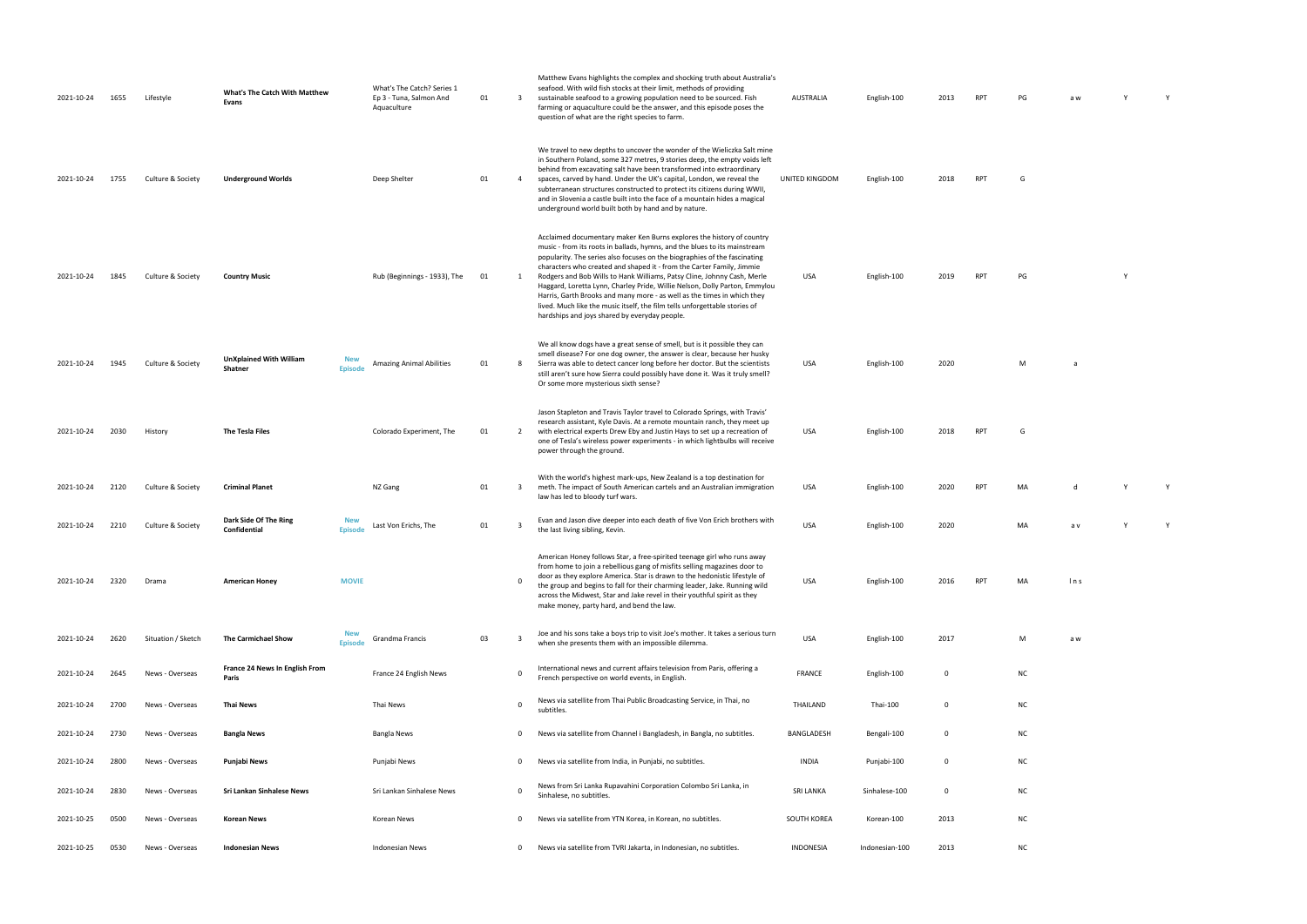| | | | | | | | | | | | | | | | | |
|---|---|---|---|---|---|---|---|---|---|---|---|---|---|---|---|---|
| 2021-10-24 | 1655 | Lifestyle | **What's The Catch With Matthew Evans** | | What's The Catch? Series 1 Ep 3 - Tuna, Salmon And Aquaculture | 01 | 3 | Matthew Evans highlights the complex and shocking truth about Australia's seafood. With wild fish stocks at their limit, methods of providing sustainable seafood to a growing population need to be sourced. Fish farming or aquaculture could be the answer, and this episode poses the question of what are the right species to farm. | AUSTRALIA | English-100 | 2013 | RPT | PG | a w | Y | Y |
| 2021-10-24 | 1755 | Culture & Society | **Underground Worlds** | | Deep Shelter | 01 | 4 | We travel to new depths to uncover the wonder of the Wieliczka Salt mine in Southern Poland, some 327 metres, 9 stories deep, the empty voids left behind from excavating salt have been transformed into extraordinary spaces, carved by hand. Under the UK's capital, London, we reveal the subterranean structures constructed to protect its citizens during WWII, and in Slovenia a castle built into the face of a mountain hides a magical underground world built both by hand and by nature. | UNITED KINGDOM | English-100 | 2018 | RPT | G | | | |
| 2021-10-24 | 1845 | Culture & Society | **Country Music** | | Rub (Beginnings - 1933), The | 01 | 1 | Acclaimed documentary maker Ken Burns explores the history of country music - from its roots in ballads, hymns, and the blues to its mainstream popularity. The series also focuses on the biographies of the fascinating characters who created and shaped it - from the Carter Family, Jimmie Rodgers and Bob Wills to Hank Williams, Patsy Cline, Johnny Cash, Merle Haggard, Loretta Lynn, Charley Pride, Willie Nelson, Dolly Parton, Emmylou Harris, Garth Brooks and many more - as well as the times in which they lived. Much like the music itself, the film tells unforgettable stories of hardships and joys shared by everyday people. | USA | English-100 | 2019 | RPT | PG | | Y | |
| 2021-10-24 | 1945 | Culture & Society | **UnXplained With William Shatner** | New Episode | Amazing Animal Abilities | 01 | 8 | We all know dogs have a great sense of smell, but is it possible they can smell disease? For one dog owner, the answer is clear, because her husky Sierra was able to detect cancer long before her doctor. But the scientists still aren't sure how Sierra could possibly have done it. Was it truly smell? Or some more mysterious sixth sense? | USA | English-100 | 2020 | | M | a | | |
| 2021-10-24 | 2030 | History | **The Tesla Files** | | Colorado Experiment, The | 01 | 2 | Jason Stapleton and Travis Taylor travel to Colorado Springs, with Travis' research assistant, Kyle Davis. At a remote mountain ranch, they meet up with electrical experts Drew Eby and Justin Hays to set up a recreation of one of Tesla's wireless power experiments - in which lightbulbs will receive power through the ground. | USA | English-100 | 2018 | RPT | G | | | |
| 2021-10-24 | 2120 | Culture & Society | **Criminal Planet** | | NZ Gang | 01 | 3 | With the world's highest mark-ups, New Zealand is a top destination for meth. The impact of South American cartels and an Australian immigration law has led to bloody turf wars. | USA | English-100 | 2020 | RPT | MA | d | Y | Y |
| 2021-10-24 | 2210 | Culture & Society | **Dark Side Of The Ring Confidential** | New Episode | Last Von Erichs, The | 01 | 3 | Evan and Jason dive deeper into each death of five Von Erich brothers with the last living sibling, Kevin. | USA | English-100 | 2020 | | MA | a v | Y | Y |
| 2021-10-24 | 2320 | Drama | **American Honey** | MOVIE | | | 0 | American Honey follows Star, a free-spirited teenage girl who runs away from home to join a rebellious gang of misfits selling magazines door to door as they explore America. Star is drawn to the hedonistic lifestyle of the group and begins to fall for their charming leader, Jake. Running wild across the Midwest, Star and Jake revel in their youthful spirit as they make money, party hard, and bend the law. | USA | English-100 | 2016 | RPT | MA | l n s | | |
| 2021-10-24 | 2620 | Situation / Sketch | **The Carmichael Show** | New Episode | Grandma Francis | 03 | 3 | Joe and his sons take a boys trip to visit Joe's mother. It takes a serious turn when she presents them with an impossible dilemma. | USA | English-100 | 2017 | | M | a w | | |
| 2021-10-24 | 2645 | News - Overseas | **France 24 News In English From Paris** | | France 24 English News | | 0 | International news and current affairs television from Paris, offering a French perspective on world events, in English. | FRANCE | English-100 | 0 | | NC | | | |
| 2021-10-24 | 2700 | News - Overseas | **Thai News** | | Thai News | | 0 | News via satellite from Thai Public Broadcasting Service, in Thai, no subtitles. | THAILAND | Thai-100 | 0 | | NC | | | |
| 2021-10-24 | 2730 | News - Overseas | **Bangla News** | | Bangla News | | 0 | News via satellite from Channel i Bangladesh, in Bangla, no subtitles. | BANGLADESH | Bengali-100 | 0 | | NC | | | |
| 2021-10-24 | 2800 | News - Overseas | **Punjabi News** | | Punjabi News | | 0 | News via satellite from India, in Punjabi, no subtitles. | INDIA | Punjabi-100 | 0 | | NC | | | |
| 2021-10-24 | 2830 | News - Overseas | **Sri Lankan Sinhalese News** | | Sri Lankan Sinhalese News | | 0 | News from Sri Lanka Rupavahini Corporation Colombo Sri Lanka, in Sinhalese, no subtitles. | SRI LANKA | Sinhalese-100 | 0 | | NC | | | |
| 2021-10-25 | 0500 | News - Overseas | **Korean News** | | Korean News | | 0 | News via satellite from YTN Korea, in Korean, no subtitles. | SOUTH KOREA | Korean-100 | 2013 | | NC | | | |
| 2021-10-25 | 0530 | News - Overseas | **Indonesian News** | | Indonesian News | | 0 | News via satellite from TVRI Jakarta, in Indonesian, no subtitles. | INDONESIA | Indonesian-100 | 2013 | | NC | | | |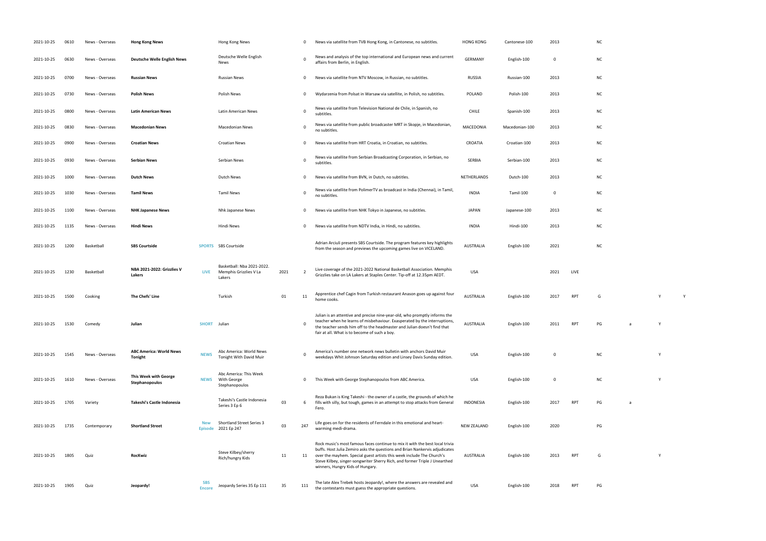| | | | | | | | | | | | | | | | | |
|---|---|---|---|---|---|---|---|---|---|---|---|---|---|---|---|---|
| 2021-10-25 | 0610 | News - Overseas | **Hong Kong News** | | Hong Kong News | | 0 | News via satellite from TVB Hong Kong, in Cantonese, no subtitles. | HONG KONG | Cantonese-100 | 2013 | | NC | | | |
| 2021-10-25 | 0630 | News - Overseas | **Deutsche Welle English News** | | Deutsche Welle English News | | 0 | News and analysis of the top international and European news and current affairs from Berlin, in English. | GERMANY | English-100 | 0 | | NC | | | |
| 2021-10-25 | 0700 | News - Overseas | **Russian News** | | Russian News | | 0 | News via satellite from NTV Moscow, in Russian, no subtitles. | RUSSIA | Russian-100 | 2013 | | NC | | | |
| 2021-10-25 | 0730 | News - Overseas | **Polish News** | | Polish News | | 0 | Wydarzenia from Polsat in Warsaw via satellite, in Polish, no subtitles. | POLAND | Polish-100 | 2013 | | NC | | | |
| 2021-10-25 | 0800 | News - Overseas | **Latin American News** | | Latin American News | | 0 | News via satellite from Television National de Chile, in Spanish, no subtitles. | CHILE | Spanish-100 | 2013 | | NC | | | |
| 2021-10-25 | 0830 | News - Overseas | **Macedonian News** | | Macedonian News | | 0 | News via satellite from public broadcaster MRT in Skopje, in Macedonian, no subtitles. | MACEDONIA | Macedonian-100 | 2013 | | NC | | | |
| 2021-10-25 | 0900 | News - Overseas | **Croatian News** | | Croatian News | | 0 | News via satellite from HRT Croatia, in Croatian, no subtitles. | CROATIA | Croatian-100 | 2013 | | NC | | | |
| 2021-10-25 | 0930 | News - Overseas | **Serbian News** | | Serbian News | | 0 | News via satellite from Serbian Broadcasting Corporation, in Serbian, no subtitles. | SERBIA | Serbian-100 | 2013 | | NC | | | |
| 2021-10-25 | 1000 | News - Overseas | **Dutch News** | | Dutch News | | 0 | News via satellite from BVN, in Dutch, no subtitles. | NETHERLANDS | Dutch-100 | 2013 | | NC | | | |
| 2021-10-25 | 1030 | News - Overseas | **Tamil News** | | Tamil News | | 0 | News via satellite from PolimerTV as broadcast in India (Chennai), in Tamil, no subtitles. | INDIA | Tamil-100 | 0 | | NC | | | |
| 2021-10-25 | 1100 | News - Overseas | **NHK Japanese News** | | Nhk Japanese News | | 0 | News via satellite from NHK Tokyo in Japanese, no subtitles. | JAPAN | Japanese-100 | 2013 | | NC | | | |
| 2021-10-25 | 1135 | News - Overseas | **Hindi News** | | Hindi News | | 0 | News via satellite from NDTV India, in Hindi, no subtitles. | INDIA | Hindi-100 | 2013 | | NC | | | |
| 2021-10-25 | 1200 | Basketball | **SBS Courtside** | SPORTS | SBS Courtside | | | Adrian Arciuli presents SBS Courtside. The program features key highlights from the season and previews the upcoming games live on VICELAND. | AUSTRALIA | English-100 | 2021 | | NC | | | |
| 2021-10-25 | 1230 | Basketball | **NBA 2021-2022: Grizzlies V Lakers** | LIVE | Basketball: Nba 2021-2022. Memphis Grizzlies V La Lakers | 2021 | 2 | Live coverage of the 2021-2022 National Basketball Association. Memphis Grizzlies take on LA Lakers at Staples Center. Tip-off at 12.35pm AEDT. | USA | | 2021 | LIVE | | | | |
| 2021-10-25 | 1500 | Cooking | **The Chefs' Line** | | Turkish | 01 | 11 | Apprentice chef Cagin from Turkish restaurant Anason goes up against four home cooks. | AUSTRALIA | English-100 | 2017 | RPT | G | | Y | Y |
| 2021-10-25 | 1530 | Comedy | **Julian** | SHORT | Julian | | 0 | Julian is an attentive and precise nine-year-old, who promptly informs the teacher when he learns of misbehaviour. Exasperated by the interruptions, the teacher sends him off to the headmaster and Julian doesn't find that fair at all. What is to become of such a boy. | AUSTRALIA | English-100 | 2011 | RPT | PG | a | Y | |
| 2021-10-25 | 1545 | News - Overseas | **ABC America: World News Tonight** | NEWS | Abc America: World News Tonight With David Muir | | 0 | America's number one network news bulletin with anchors David Muir weekdays Whit Johnson Saturday edition and Linsey Davis Sunday edition. | USA | English-100 | 0 | | NC | | Y | |
| 2021-10-25 | 1610 | News - Overseas | **This Week with George Stephanopoulos** | NEWS | Abc America: This Week With George Stephanopoulos | | 0 | This Week with George Stephanopoulos from ABC America. | USA | English-100 | 0 | | NC | | Y | |
| 2021-10-25 | 1705 | Variety | **Takeshi's Castle Indonesia** | | Takeshi's Castle Indonesia Series 3 Ep 6 | 03 | 6 | Reza Bukan is King Takeshi - the owner of a castle, the grounds of which he fills with silly, but tough, games in an attempt to stop attacks from General Fero. | INDONESIA | English-100 | 2017 | RPT | PG | a | | |
| 2021-10-25 | 1735 | Contemporary | **Shortland Street** | New Episode | Shortland Street Series 3 2021 Ep 247 | 03 | 247 | Life goes on for the residents of Ferndale in this emotional and heart-warming medi-drama. | NEW ZEALAND | English-100 | 2020 | | PG | | | |
| 2021-10-25 | 1805 | Quiz | **RocKwiz** | | Steve Kilbey/sherry Rich/hungry Kids | 11 | 11 | Rock music's most famous faces continue to mix it with the best local trivia buffs. Host Julia Zemiro asks the questions and Brian Nankervis adjudicates over the mayhem. Special guest artists this week include The Church's Steve Kilbey, singer-songwriter Sherry Rich, and former Triple J Unearthed winners, Hungry Kids of Hungary. | AUSTRALIA | English-100 | 2013 | RPT | G | | Y | |
| 2021-10-25 | 1905 | Quiz | **Jeopardy!** | SBS Encore | Jeopardy Series 35 Ep 111 | 35 | 111 | The late Alex Trebek hosts Jeopardy!, where the answers are revealed and the contestants must guess the appropriate questions. | USA | English-100 | 2018 | RPT | PG | | | |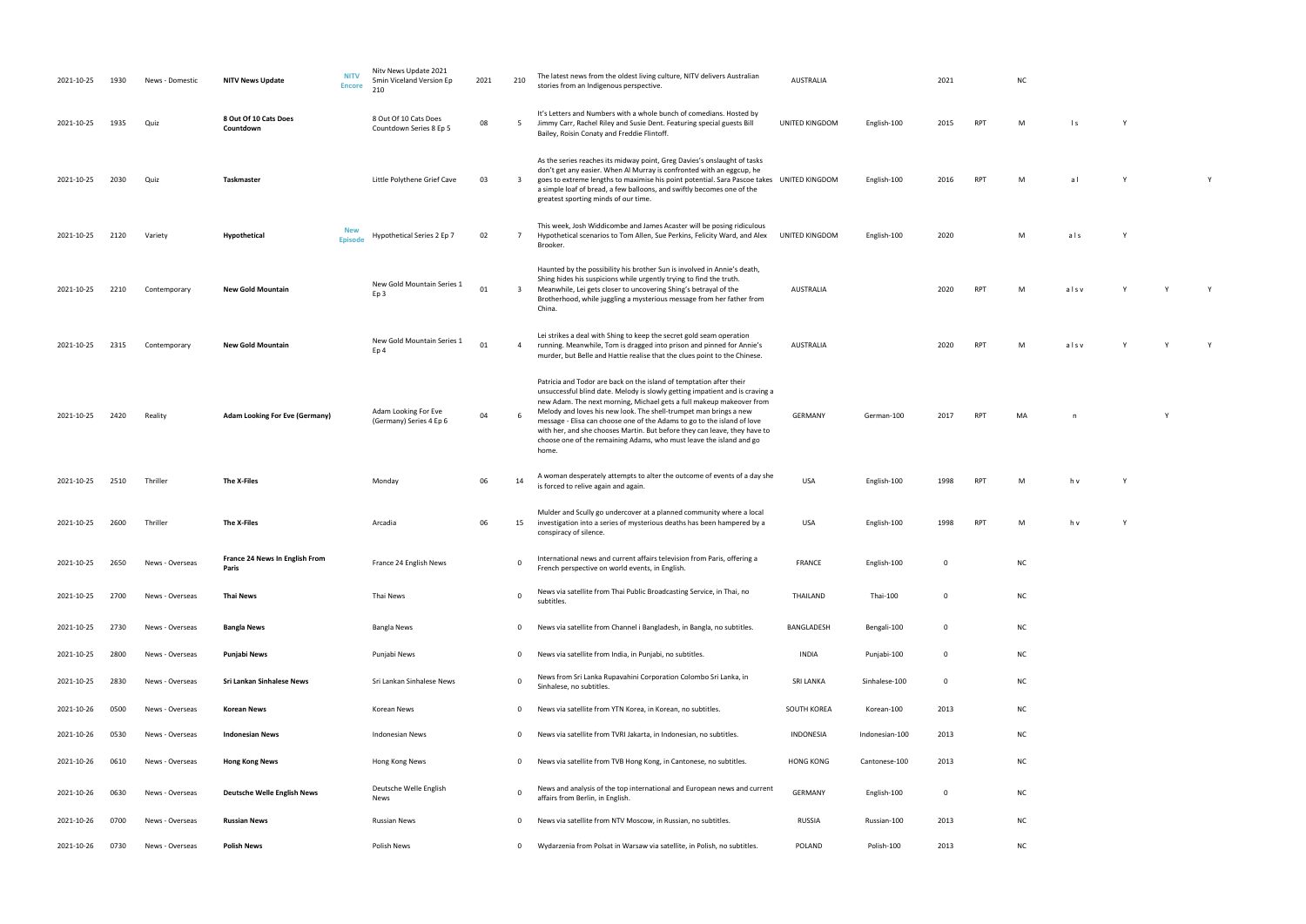| 2021-10-25 | 1930 | News - Domestic | **NITV News Update** | **NITV Encore** | Nitv News Update 2021 5min Viceland Version Ep 210 | 2021 | 210 | The latest news from the oldest living culture, NITV delivers Australian stories from an Indigenous perspective. | AUSTRALIA | | 2021 | | NC | | | | |
|---|---|---|---|---|---|---|---|---|---|---|---|---|---|---|---|---|---|
| 2021-10-25 | 1935 | Quiz | **8 Out Of 10 Cats Does Countdown** | | 8 Out Of 10 Cats Does Countdown Series 8 Ep 5 | 08 | 5 | It's Letters and Numbers with a whole bunch of comedians. Hosted by Jimmy Carr, Rachel Riley and Susie Dent. Featuring special guests Bill Bailey, Roisin Conaty and Freddie Flintoff. | UNITED KINGDOM | English-100 | 2015 | RPT | M | l s | Y | | |
| 2021-10-25 | 2030 | Quiz | **Taskmaster** | | Little Polythene Grief Cave | 03 | 3 | As the series reaches its midway point, Greg Davies's onslaught of tasks don't get any easier. When Al Murray is confronted with an eggcup, he goes to extreme lengths to maximise his point potential. Sara Pascoe takes a simple loaf of bread, a few balloons, and swiftly becomes one of the greatest sporting minds of our time. | UNITED KINGDOM | English-100 | 2016 | RPT | M | a l | Y | | Y |
| 2021-10-25 | 2120 | Variety | **Hypothetical** | **New Episode** | Hypothetical Series 2 Ep 7 | 02 | 7 | This week, Josh Widdicombe and James Acaster will be posing ridiculous Hypothetical scenarios to Tom Allen, Sue Perkins, Felicity Ward, and Alex Brooker. | UNITED KINGDOM | English-100 | 2020 | | M | a l s | Y | | |
| 2021-10-25 | 2210 | Contemporary | **New Gold Mountain** | | New Gold Mountain Series 1 Ep 3 | 01 | 3 | Haunted by the possibility his brother Sun is involved in Annie's death, Shing hides his suspicions while urgently trying to find the truth. Meanwhile, Lei gets closer to uncovering Shing's betrayal of the Brotherhood, while juggling a mysterious message from her father from China. | AUSTRALIA | | 2020 | RPT | M | a l s v | Y | Y | Y |
| 2021-10-25 | 2315 | Contemporary | **New Gold Mountain** | | New Gold Mountain Series 1 Ep 4 | 01 | 4 | Lei strikes a deal with Shing to keep the secret gold seam operation running. Meanwhile, Tom is dragged into prison and pinned for Annie's murder, but Belle and Hattie realise that the clues point to the Chinese. | AUSTRALIA | | 2020 | RPT | M | a l s v | Y | Y | Y |
| 2021-10-25 | 2420 | Reality | **Adam Looking For Eve (Germany)** | | Adam Looking For Eve (Germany) Series 4 Ep 6 | 04 | 6 | Patricia and Todor are back on the island of temptation after their unsuccessful blind date. Melody is slowly getting impatient and is craving a new Adam. The next morning, Michael gets a full makeup makeover from Melody and loves his new look. The shell-trumpet man brings a new message - Elisa can choose one of the Adams to go to the island of love with her, and she chooses Martin. But before they can leave, they have to choose one of the remaining Adams, who must leave the island and go home. | GERMANY | German-100 | 2017 | RPT | MA | n | | Y | |
| 2021-10-25 | 2510 | Thriller | **The X-Files** | | Monday | 06 | 14 | A woman desperately attempts to alter the outcome of events of a day she is forced to relive again and again. | USA | English-100 | 1998 | RPT | M | h v | Y | | |
| 2021-10-25 | 2600 | Thriller | **The X-Files** | | Arcadia | 06 | 15 | Mulder and Scully go undercover at a planned community where a local investigation into a series of mysterious deaths has been hampered by a conspiracy of silence. | USA | English-100 | 1998 | RPT | M | h v | Y | | |
| 2021-10-25 | 2650 | News - Overseas | **France 24 News In English From Paris** | | France 24 English News | | 0 | International news and current affairs television from Paris, offering a French perspective on world events, in English. | FRANCE | English-100 | 0 | | NC | | | | |
| 2021-10-25 | 2700 | News - Overseas | **Thai News** | | Thai News | | 0 | News via satellite from Thai Public Broadcasting Service, in Thai, no subtitles. | THAILAND | Thai-100 | 0 | | NC | | | | |
| 2021-10-25 | 2730 | News - Overseas | **Bangla News** | | Bangla News | | 0 | News via satellite from Channel i Bangladesh, in Bangla, no subtitles. | BANGLADESH | Bengali-100 | 0 | | NC | | | | |
| 2021-10-25 | 2800 | News - Overseas | **Punjabi News** | | Punjabi News | | 0 | News via satellite from India, in Punjabi, no subtitles. | INDIA | Punjabi-100 | 0 | | NC | | | | |
| 2021-10-25 | 2830 | News - Overseas | **Sri Lankan Sinhalese News** | | Sri Lankan Sinhalese News | | 0 | News from Sri Lanka Rupavahini Corporation Colombo Sri Lanka, in Sinhalese, no subtitles. | SRI LANKA | Sinhalese-100 | 0 | | NC | | | | |
| 2021-10-26 | 0500 | News - Overseas | **Korean News** | | Korean News | | 0 | News via satellite from YTN Korea, in Korean, no subtitles. | SOUTH KOREA | Korean-100 | 2013 | | NC | | | | |
| 2021-10-26 | 0530 | News - Overseas | **Indonesian News** | | Indonesian News | | 0 | News via satellite from TVRI Jakarta, in Indonesian, no subtitles. | INDONESIA | Indonesian-100 | 2013 | | NC | | | | |
| 2021-10-26 | 0610 | News - Overseas | **Hong Kong News** | | Hong Kong News | | 0 | News via satellite from TVB Hong Kong, in Cantonese, no subtitles. | HONG KONG | Cantonese-100 | 2013 | | NC | | | | |
| 2021-10-26 | 0630 | News - Overseas | **Deutsche Welle English News** | | Deutsche Welle English News | | 0 | News and analysis of the top international and European news and current affairs from Berlin, in English. | GERMANY | English-100 | 0 | | NC | | | | |
| 2021-10-26 | 0700 | News - Overseas | **Russian News** | | Russian News | | 0 | News via satellite from NTV Moscow, in Russian, no subtitles. | RUSSIA | Russian-100 | 2013 | | NC | | | | |
| 2021-10-26 | 0730 | News - Overseas | **Polish News** | | Polish News | | 0 | Wydarzenia from Polsat in Warsaw via satellite, in Polish, no subtitles. | POLAND | Polish-100 | 2013 | | NC | | | | |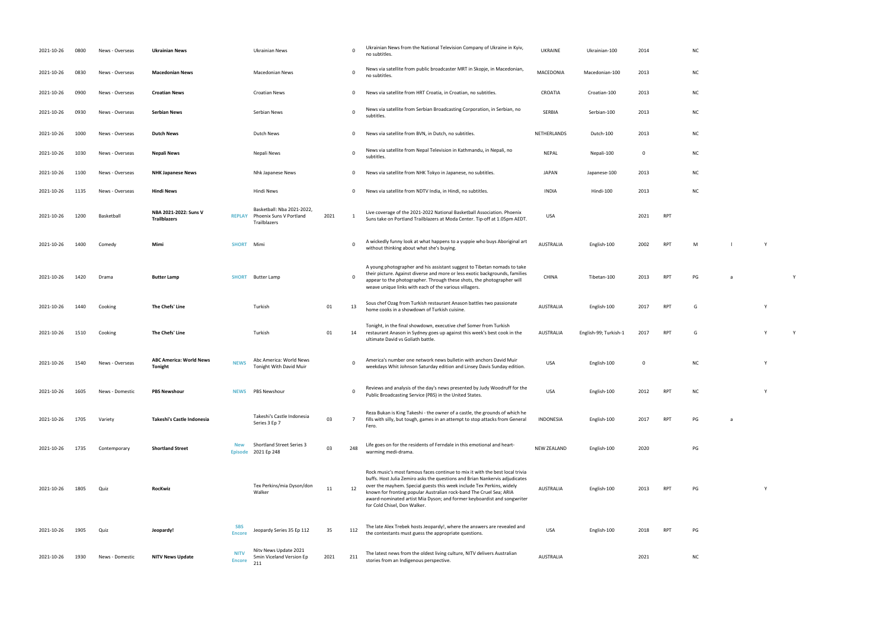| | | | | | | | | | | | | | | | | |
|---|---|---|---|---|---|---|---|---|---|---|---|---|---|---|---|---|
| 2021-10-26 | 0800 | News - Overseas | **Ukrainian News** | | Ukrainian News | | 0 | Ukrainian News from the National Television Company of Ukraine in Kyiv, no subtitles. | UKRAINE | Ukrainian-100 | 2014 | | NC | | | |
| 2021-10-26 | 0830 | News - Overseas | **Macedonian News** | | Macedonian News | | 0 | News via satellite from public broadcaster MRT in Skopje, in Macedonian, no subtitles. | MACEDONIA | Macedonian-100 | 2013 | | NC | | | |
| 2021-10-26 | 0900 | News - Overseas | **Croatian News** | | Croatian News | | 0 | News via satellite from HRT Croatia, in Croatian, no subtitles. | CROATIA | Croatian-100 | 2013 | | NC | | | |
| 2021-10-26 | 0930 | News - Overseas | **Serbian News** | | Serbian News | | 0 | News via satellite from Serbian Broadcasting Corporation, in Serbian, no subtitles. | SERBIA | Serbian-100 | 2013 | | NC | | | |
| 2021-10-26 | 1000 | News - Overseas | **Dutch News** | | Dutch News | | 0 | News via satellite from BVN, in Dutch, no subtitles. | NETHERLANDS | Dutch-100 | 2013 | | NC | | | |
| 2021-10-26 | 1030 | News - Overseas | **Nepali News** | | Nepali News | | 0 | News via satellite from Nepal Television in Kathmandu, in Nepali, no subtitles. | NEPAL | Nepali-100 | 0 | | NC | | | |
| 2021-10-26 | 1100 | News - Overseas | **NHK Japanese News** | | Nhk Japanese News | | 0 | News via satellite from NHK Tokyo in Japanese, no subtitles. | JAPAN | Japanese-100 | 2013 | | NC | | | |
| 2021-10-26 | 1135 | News - Overseas | **Hindi News** | | Hindi News | | 0 | News via satellite from NDTV India, in Hindi, no subtitles. | INDIA | Hindi-100 | 2013 | | NC | | | |
| 2021-10-26 | 1200 | Basketball | **NBA 2021-2022: Suns V Trailblazers** | REPLAY | Basketball: Nba 2021-2022, Phoenix Suns V Portland Trailblazers | 2021 | 1 | Live coverage of the 2021-2022 National Basketball Association. Phoenix Suns take on Portland Trailblazers at Moda Center. Tip-off at 1.05pm AEDT. | USA | | 2021 | RPT | | | | |
| 2021-10-26 | 1400 | Comedy | **Mimi** | SHORT | Mimi | | 0 | A wickedly funny look at what happens to a yuppie who buys Aboriginal art without thinking about what she's buying. | AUSTRALIA | English-100 | 2002 | RPT | M | l | Y | |
| 2021-10-26 | 1420 | Drama | **Butter Lamp** | SHORT | Butter Lamp | | 0 | A young photographer and his assistant suggest to Tibetan nomads to take their picture. Against diverse and more or less exotic backgrounds, families appear to the photographer. Through these shots, the photographer will weave unique links with each of the various villagers. | CHINA | Tibetan-100 | 2013 | RPT | PG | a | | Y |
| 2021-10-26 | 1440 | Cooking | **The Chefs' Line** | | Turkish | 01 | 13 | Sous chef Ozag from Turkish restaurant Anason battles two passionate home cooks in a showdown of Turkish cuisine. | AUSTRALIA | English-100 | 2017 | RPT | G | | Y | |
| 2021-10-26 | 1510 | Cooking | **The Chefs' Line** | | Turkish | 01 | 14 | Tonight, in the final showdown, executive chef Somer from Turkish restaurant Anason in Sydney goes up against this week's best cook in the ultimate David vs Goliath battle. | AUSTRALIA | English-99; Turkish-1 | 2017 | RPT | G | | Y | Y |
| 2021-10-26 | 1540 | News - Overseas | **ABC America: World News Tonight** | NEWS | Abc America: World News Tonight With David Muir | | 0 | America's number one network news bulletin with anchors David Muir weekdays Whit Johnson Saturday edition and Linsey Davis Sunday edition. | USA | English-100 | 0 | | NC | | Y | |
| 2021-10-26 | 1605 | News - Domestic | **PBS Newshour** | NEWS | PBS Newshour | | 0 | Reviews and analysis of the day's news presented by Judy Woodruff for the Public Broadcasting Service (PBS) in the United States. | USA | English-100 | 2012 | RPT | NC | | Y | |
| 2021-10-26 | 1705 | Variety | **Takeshi's Castle Indonesia** | | Takeshi's Castle Indonesia Series 3 Ep 7 | 03 | 7 | Reza Bukan is King Takeshi - the owner of a castle, the grounds of which he fills with silly, but tough, games in an attempt to stop attacks from General Fero. | INDONESIA | English-100 | 2017 | RPT | PG | a | | |
| 2021-10-26 | 1735 | Contemporary | **Shortland Street** | New Episode | Shortland Street Series 3 2021 Ep 248 | 03 | 248 | Life goes on for the residents of Ferndale in this emotional and heart-warming medi-drama. | NEW ZEALAND | English-100 | 2020 | | PG | | | |
| 2021-10-26 | 1805 | Quiz | **RocKwiz** | | Tex Perkins/mia Dyson/don Walker | 11 | 12 | Rock music's most famous faces continue to mix it with the best local trivia buffs. Host Julia Zemiro asks the questions and Brian Nankervis adjudicates over the mayhem. Special guests this week include Tex Perkins, widely known for fronting popular Australian rock-band The Cruel Sea; ARIA award-nominated artist Mia Dyson; and former keyboardist and songwriter for Cold Chisel, Don Walker. | AUSTRALIA | English-100 | 2013 | RPT | PG | | Y | |
| 2021-10-26 | 1905 | Quiz | **Jeopardy!** | SBS Encore | Jeopardy Series 35 Ep 112 | 35 | 112 | The late Alex Trebek hosts Jeopardy!, where the answers are revealed and the contestants must guess the appropriate questions. | USA | English-100 | 2018 | RPT | PG | | | |
| 2021-10-26 | 1930 | News - Domestic | **NITV News Update** | NITV Encore | Nitv News Update 2021 5min Viceland Version Ep 211 | 2021 | 211 | The latest news from the oldest living culture, NITV delivers Australian stories from an Indigenous perspective. | AUSTRALIA | | 2021 | | NC | | | |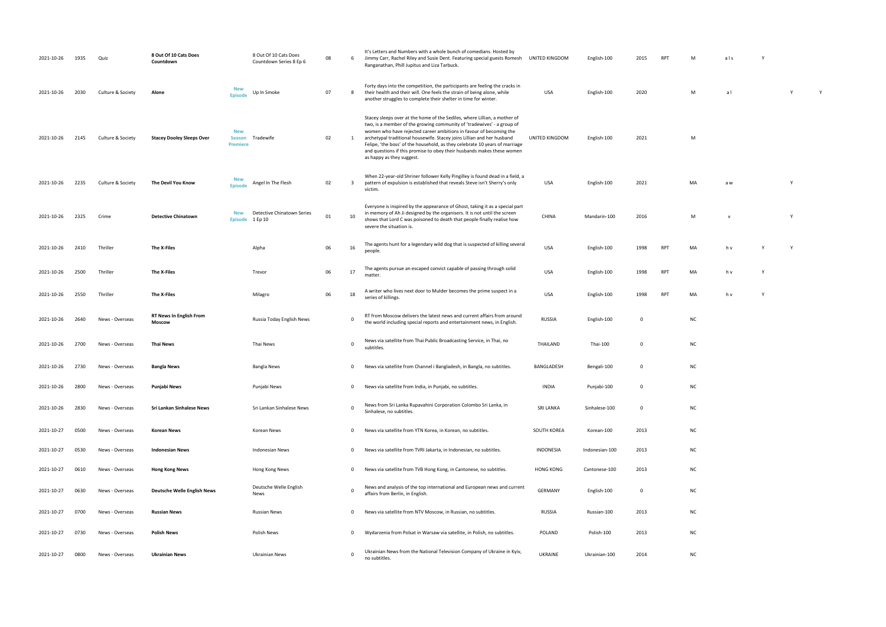| | | | | | | | | | | | | | | | | | |
|---|---|---|---|---|---|---|---|---|---|---|---|---|---|---|---|---|---|
| 2021-10-26 | 1935 | Quiz | **8 Out Of 10 Cats Does Countdown** | | 8 Out Of 10 Cats Does Countdown Series 8 Ep 6 | 08 | 6 | It's Letters and Numbers with a whole bunch of comedians. Hosted by Jimmy Carr, Rachel Riley and Susie Dent. Featuring special guests Romesh Ranganathan, Phill Jupitus and Liza Tarbuck. | UNITED KINGDOM | English-100 | 2015 | RPT | M | a l s | Y | | |
| 2021-10-26 | 2030 | Culture & Society | **Alone** | New Episode | Up In Smoke | 07 | 8 | Forty days into the competition, the participants are feeling the cracks in their health and their will. One feels the strain of being alone, while another struggles to complete their shelter in time for winter. | USA | English-100 | 2020 | | M | a l | | Y | Y |
| 2021-10-26 | 2145 | Culture & Society | **Stacey Dooley Sleeps Over** | New Season Premiere | Tradewife | 02 | 1 | Stacey sleeps over at the home of the Sediles, where Lillian, a mother of two, is a member of the growing community of 'tradewives' - a group of women who have rejected career ambitions in favour of becoming the archetypal traditional housewife. Stacey joins Lillian and her husband Felipe, 'the boss' of the household, as they celebrate 10 years of marriage and questions if this promise to obey their husbands makes these women as happy as they suggest. | UNITED KINGDOM | English-100 | 2021 | | M | | | | |
| 2021-10-26 | 2235 | Culture & Society | **The Devil You Know** | New Episode | Angel In The Flesh | 02 | 3 | When 22-year-old Shriner follower Kelly Pingilley is found dead in a field, a pattern of expulsion is established that reveals Steve isn't Sherry's only victim. | USA | English-100 | 2021 | | MA | a w | | Y | |
| 2021-10-26 | 2325 | Crime | **Detective Chinatown** | New Episode | Detective Chinatown Series 1 Ep 10 | 01 | 10 | Everyone is inspired by the appearance of Ghost, taking it as a special part in memory of Ah Ji designed by the organisers. It is not until the screen shows that Lord C was poisoned to death that people finally realise how severe the situation is. | CHINA | Mandarin-100 | 2016 | | M | v | | Y | |
| 2021-10-26 | 2410 | Thriller | **The X-Files** | | Alpha | 06 | 16 | The agents hunt for a legendary wild dog that is suspected of killing several people. | USA | English-100 | 1998 | RPT | MA | h v | Y | Y | |
| 2021-10-26 | 2500 | Thriller | **The X-Files** | | Trevor | 06 | 17 | The agents pursue an escaped convict capable of passing through solid matter. | USA | English-100 | 1998 | RPT | MA | h v | Y | | |
| 2021-10-26 | 2550 | Thriller | **The X-Files** | | Milagro | 06 | 18 | A writer who lives next door to Mulder becomes the prime suspect in a series of killings. | USA | English-100 | 1998 | RPT | MA | h v | Y | | |
| 2021-10-26 | 2640 | News - Overseas | **RT News In English From Moscow** | | Russia Today English News | | 0 | RT from Moscow delivers the latest news and current affairs from around the world including special reports and entertainment news, in English. | RUSSIA | English-100 | 0 | | NC | | | | |
| 2021-10-26 | 2700 | News - Overseas | **Thai News** | | Thai News | | 0 | News via satellite from Thai Public Broadcasting Service, in Thai, no subtitles. | THAILAND | Thai-100 | 0 | | NC | | | | |
| 2021-10-26 | 2730 | News - Overseas | **Bangla News** | | Bangla News | | 0 | News via satellite from Channel i Bangladesh, in Bangla, no subtitles. | BANGLADESH | Bengali-100 | 0 | | NC | | | | |
| 2021-10-26 | 2800 | News - Overseas | **Punjabi News** | | Punjabi News | | 0 | News via satellite from India, in Punjabi, no subtitles. | INDIA | Punjabi-100 | 0 | | NC | | | | |
| 2021-10-26 | 2830 | News - Overseas | **Sri Lankan Sinhalese News** | | Sri Lankan Sinhalese News | | 0 | News from Sri Lanka Rupavahini Corporation Colombo Sri Lanka, in Sinhalese, no subtitles. | SRI LANKA | Sinhalese-100 | 0 | | NC | | | | |
| 2021-10-27 | 0500 | News - Overseas | **Korean News** | | Korean News | | 0 | News via satellite from YTN Korea, in Korean, no subtitles. | SOUTH KOREA | Korean-100 | 2013 | | NC | | | | |
| 2021-10-27 | 0530 | News - Overseas | **Indonesian News** | | Indonesian News | | 0 | News via satellite from TVRI Jakarta, in Indonesian, no subtitles. | INDONESIA | Indonesian-100 | 2013 | | NC | | | | |
| 2021-10-27 | 0610 | News - Overseas | **Hong Kong News** | | Hong Kong News | | 0 | News via satellite from TVB Hong Kong, in Cantonese, no subtitles. | HONG KONG | Cantonese-100 | 2013 | | NC | | | | |
| 2021-10-27 | 0630 | News - Overseas | **Deutsche Welle English News** | | Deutsche Welle English News | | 0 | News and analysis of the top international and European news and current affairs from Berlin, in English. | GERMANY | English-100 | 0 | | NC | | | | |
| 2021-10-27 | 0700 | News - Overseas | **Russian News** | | Russian News | | 0 | News via satellite from NTV Moscow, in Russian, no subtitles. | RUSSIA | Russian-100 | 2013 | | NC | | | | |
| 2021-10-27 | 0730 | News - Overseas | **Polish News** | | Polish News | | 0 | Wydarzenia from Polsat in Warsaw via satellite, in Polish, no subtitles. | POLAND | Polish-100 | 2013 | | NC | | | | |
| 2021-10-27 | 0800 | News - Overseas | **Ukrainian News** | | Ukrainian News | | 0 | Ukrainian News from the National Television Company of Ukraine in Kyiv, no subtitles. | UKRAINE | Ukrainian-100 | 2014 | | NC | | | | |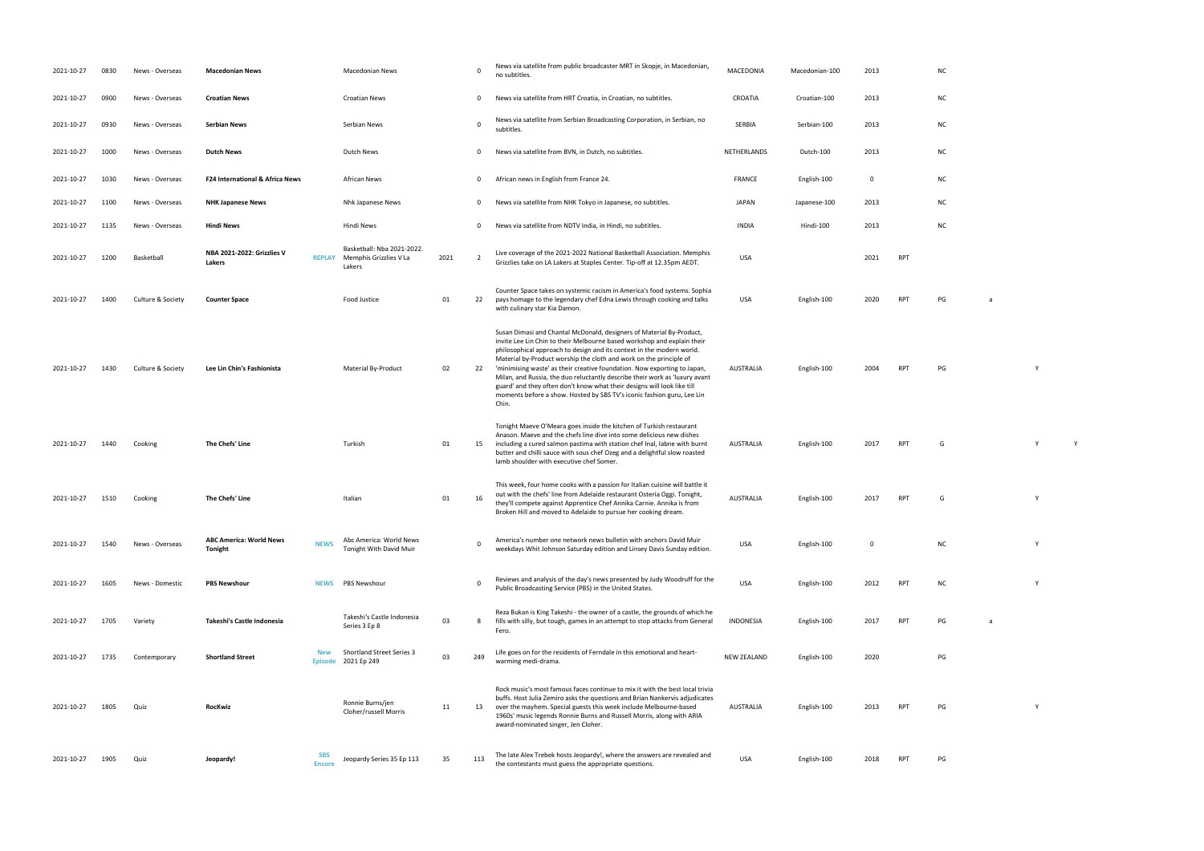| | | | | | | | | | | | | | | | | |
|---|---|---|---|---|---|---|---|---|---|---|---|---|---|---|---|---|
| 2021-10-27 | 0830 | News - Overseas | **Macedonian News** | | Macedonian News | | 0 | News via satellite from public broadcaster MRT in Skopje, in Macedonian, no subtitles. | MACEDONIA | Macedonian-100 | 2013 | | NC | | | |
| 2021-10-27 | 0900 | News - Overseas | **Croatian News** | | Croatian News | | 0 | News via satellite from HRT Croatia, in Croatian, no subtitles. | CROATIA | Croatian-100 | 2013 | | NC | | | |
| 2021-10-27 | 0930 | News - Overseas | **Serbian News** | | Serbian News | | 0 | News via satellite from Serbian Broadcasting Corporation, in Serbian, no subtitles. | SERBIA | Serbian-100 | 2013 | | NC | | | |
| 2021-10-27 | 1000 | News - Overseas | **Dutch News** | | Dutch News | | 0 | News via satellite from BVN, in Dutch, no subtitles. | NETHERLANDS | Dutch-100 | 2013 | | NC | | | |
| 2021-10-27 | 1030 | News - Overseas | **F24 International & Africa News** | | African News | | 0 | African news in English from France 24. | FRANCE | English-100 | 0 | | NC | | | |
| 2021-10-27 | 1100 | News - Overseas | **NHK Japanese News** | | Nhk Japanese News | | 0 | News via satellite from NHK Tokyo in Japanese, no subtitles. | JAPAN | Japanese-100 | 2013 | | NC | | | |
| 2021-10-27 | 1135 | News - Overseas | **Hindi News** | | Hindi News | | 0 | News via satellite from NDTV India, in Hindi, no subtitles. | INDIA | Hindi-100 | 2013 | | NC | | | |
| 2021-10-27 | 1200 | Basketball | **NBA 2021-2022: Grizzlies V Lakers** | REPLAY | Basketball: Nba 2021-2022. Memphis Grizzlies V La Lakers | 2021 | 2 | Live coverage of the 2021-2022 National Basketball Association. Memphis Grizzlies take on LA Lakers at Staples Center. Tip-off at 12.35pm AEDT. | USA | | 2021 | RPT | | | | |
| 2021-10-27 | 1400 | Culture & Society | **Counter Space** | | Food Justice | 01 | 22 | Counter Space takes on systemic racism in America's food systems. Sophia pays homage to the legendary chef Edna Lewis through cooking and talks with culinary star Kia Damon. | USA | English-100 | 2020 | RPT | PG | a | | |
| 2021-10-27 | 1430 | Culture & Society | **Lee Lin Chin's Fashionista** | | Material By-Product | 02 | 22 | Susan Dimasi and Chantal McDonald, designers of Material By-Product, invite Lee Lin Chin to their Melbourne based workshop and explain their philosophical approach to design and its context in the modern world. Material by-Product worship the cloth and work on the principle of 'minimising waste' as their creative foundation. Now exporting to Japan, Milan, and Russia, the duo reluctantly describe their work as 'luxury avant guard' and they often don't know what their designs will look like till moments before a show. Hosted by SBS TV's iconic fashion guru, Lee Lin Chin. | AUSTRALIA | English-100 | 2004 | RPT | PG | | Y | |
| 2021-10-27 | 1440 | Cooking | **The Chefs' Line** | | Turkish | 01 | 15 | Tonight Maeve O'Meara goes inside the kitchen of Turkish restaurant Anason. Maeve and the chefs line dive into some delicious new dishes including a cured salmon pastima with station chef Inal, labne with burnt butter and chilli sauce with sous chef Ozeg and a delightful slow roasted lamb shoulder with executive chef Somer. | AUSTRALIA | English-100 | 2017 | RPT | G | | Y | Y |
| 2021-10-27 | 1510 | Cooking | **The Chefs' Line** | | Italian | 01 | 16 | This week, four home cooks with a passion for Italian cuisine will battle it out with the chefs' line from Adelaide restaurant Osteria Oggi. Tonight, they'll compete against Apprentice Chef Annika Carnie. Annika is from Broken Hill and moved to Adelaide to pursue her cooking dream. | AUSTRALIA | English-100 | 2017 | RPT | G | | Y | |
| 2021-10-27 | 1540 | News - Overseas | **ABC America: World News Tonight** | NEWS | Abc America: World News Tonight With David Muir | | 0 | America's number one network news bulletin with anchors David Muir weekdays Whit Johnson Saturday edition and Linsey Davis Sunday edition. | USA | English-100 | 0 | | NC | | Y | |
| 2021-10-27 | 1605 | News - Domestic | **PBS Newshour** | NEWS | PBS Newshour | | 0 | Reviews and analysis of the day's news presented by Judy Woodruff for the Public Broadcasting Service (PBS) in the United States. | USA | English-100 | 2012 | RPT | NC | | Y | |
| 2021-10-27 | 1705 | Variety | **Takeshi's Castle Indonesia** | | Takeshi's Castle Indonesia Series 3 Ep 8 | 03 | 8 | Reza Bukan is King Takeshi - the owner of a castle, the grounds of which he fills with silly, but tough, games in an attempt to stop attacks from General Fero. | INDONESIA | English-100 | 2017 | RPT | PG | a | | |
| 2021-10-27 | 1735 | Contemporary | **Shortland Street** | New Episode | Shortland Street Series 3 2021 Ep 249 | 03 | 249 | Life goes on for the residents of Ferndale in this emotional and heart-warming medi-drama. | NEW ZEALAND | English-100 | 2020 | | PG | | | |
| 2021-10-27 | 1805 | Quiz | **RocKwiz** | | Ronnie Burns/jen Cloher/russell Morris | 11 | 13 | Rock music's most famous faces continue to mix it with the best local trivia buffs. Host Julia Zemiro asks the questions and Brian Nankervis adjudicates over the mayhem. Special guests this week include Melbourne-based 1960s' music legends Ronnie Burns and Russell Morris, along with ARIA award-nominated singer, Jen Cloher. | AUSTRALIA | English-100 | 2013 | RPT | PG | | Y | |
| 2021-10-27 | 1905 | Quiz | **Jeopardy!** | SBS Encore | Jeopardy Series 35 Ep 113 | 35 | 113 | The late Alex Trebek hosts Jeopardy!, where the answers are revealed and the contestants must guess the appropriate questions. | USA | English-100 | 2018 | RPT | PG | | | |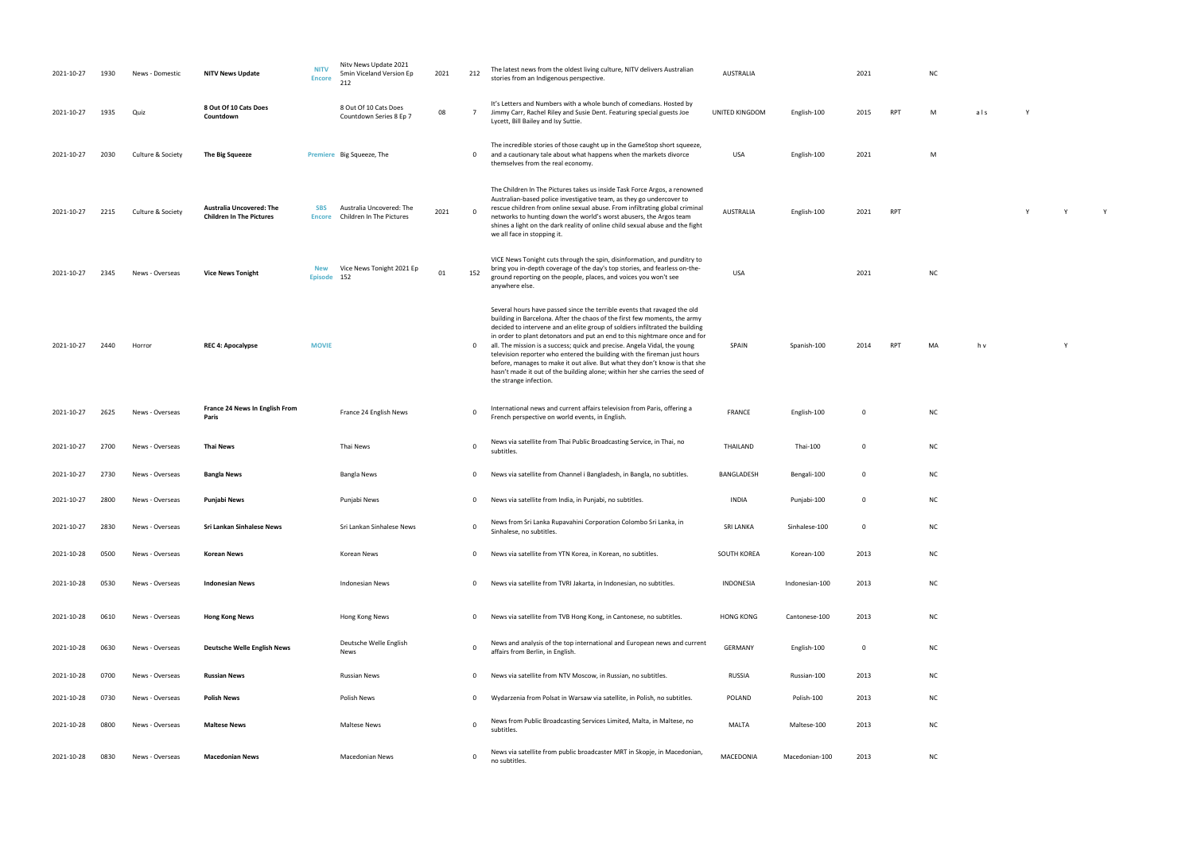| | | | | | | | | | | | | | | | | | | |
|---|---|---|---|---|---|---|---|---|---|---|---|---|---|---|---|---|---|---|
| 2021-10-27 | 1930 | News - Domestic | **NITV News Update** | NITV Encore | Nitv News Update 2021 5min Viceland Version Ep 212 | 2021 | 212 | The latest news from the oldest living culture, NITV delivers Australian stories from an Indigenous perspective. | AUSTRALIA | | 2021 | | NC | | | | | |
| 2021-10-27 | 1935 | Quiz | **8 Out Of 10 Cats Does Countdown** | | 8 Out Of 10 Cats Does Countdown Series 8 Ep 7 | 08 | 7 | It's Letters and Numbers with a whole bunch of comedians. Hosted by Jimmy Carr, Rachel Riley and Susie Dent. Featuring special guests Joe Lycett, Bill Bailey and Isy Suttie. | UNITED KINGDOM | English-100 | 2015 | RPT | M | a l s | Y | | | |
| 2021-10-27 | 2030 | Culture & Society | **The Big Squeeze** | Premiere | Big Squeeze, The | | 0 | The incredible stories of those caught up in the GameStop short squeeze, and a cautionary tale about what happens when the markets divorce themselves from the real economy. | USA | English-100 | 2021 | | M | | | | | |
| 2021-10-27 | 2215 | Culture & Society | **Australia Uncovered: The Children In The Pictures** | SBS Encore | Australia Uncovered: The Children In The Pictures | 2021 | 0 | The Children In The Pictures takes us inside Task Force Argos, a renowned Australian-based police investigative team, as they go undercover to rescue children from online sexual abuse. From infiltrating global criminal networks to hunting down the world's worst abusers, the Argos team shines a light on the dark reality of online child sexual abuse and the fight we all face in stopping it. | AUSTRALIA | English-100 | 2021 | RPT | | | | Y | Y | Y |
| 2021-10-27 | 2345 | News - Overseas | **Vice News Tonight** | New Episode | Vice News Tonight 2021 Ep 152 | 01 | 152 | VICE News Tonight cuts through the spin, disinformation, and punditry to bring you in-depth coverage of the day's top stories, and fearless on-the-ground reporting on the people, places, and voices you won't see anywhere else. | USA | | 2021 | | NC | | | | | |
| 2021-10-27 | 2440 | Horror | **REC 4: Apocalypse** | MOVIE | | | 0 | Several hours have passed since the terrible events that ravaged the old building in Barcelona. After the chaos of the first few moments, the army decided to intervene and an elite group of soldiers infiltrated the building in order to plant detonators and put an end to this nightmare once and for all. The mission is a success; quick and precise. Angela Vidal, the young television reporter who entered the building with the fireman just hours before, manages to make it out alive. But what they don't know is that she hasn't made it out of the building alone; within her she carries the seed of the strange infection. | SPAIN | Spanish-100 | 2014 | RPT | MA | h v | | Y | | |
| 2021-10-27 | 2625 | News - Overseas | **France 24 News In English From Paris** | | France 24 English News | | 0 | International news and current affairs television from Paris, offering a French perspective on world events, in English. | FRANCE | English-100 | 0 | | NC | | | | | |
| 2021-10-27 | 2700 | News - Overseas | **Thai News** | | Thai News | | 0 | News via satellite from Thai Public Broadcasting Service, in Thai, no subtitles. | THAILAND | Thai-100 | 0 | | NC | | | | | |
| 2021-10-27 | 2730 | News - Overseas | **Bangla News** | | Bangla News | | 0 | News via satellite from Channel i Bangladesh, in Bangla, no subtitles. | BANGLADESH | Bengali-100 | 0 | | NC | | | | | |
| 2021-10-27 | 2800 | News - Overseas | **Punjabi News** | | Punjabi News | | 0 | News via satellite from India, in Punjabi, no subtitles. | INDIA | Punjabi-100 | 0 | | NC | | | | | |
| 2021-10-27 | 2830 | News - Overseas | **Sri Lankan Sinhalese News** | | Sri Lankan Sinhalese News | | 0 | News from Sri Lanka Rupavahini Corporation Colombo Sri Lanka, in Sinhalese, no subtitles. | SRI LANKA | Sinhalese-100 | 0 | | NC | | | | | |
| 2021-10-28 | 0500 | News - Overseas | **Korean News** | | Korean News | | 0 | News via satellite from YTN Korea, in Korean, no subtitles. | SOUTH KOREA | Korean-100 | 2013 | | NC | | | | | |
| 2021-10-28 | 0530 | News - Overseas | **Indonesian News** | | Indonesian News | | 0 | News via satellite from TVRI Jakarta, in Indonesian, no subtitles. | INDONESIA | Indonesian-100 | 2013 | | NC | | | | | |
| 2021-10-28 | 0610 | News - Overseas | **Hong Kong News** | | Hong Kong News | | 0 | News via satellite from TVB Hong Kong, in Cantonese, no subtitles. | HONG KONG | Cantonese-100 | 2013 | | NC | | | | | |
| 2021-10-28 | 0630 | News - Overseas | **Deutsche Welle English News** | | Deutsche Welle English News | | 0 | News and analysis of the top international and European news and current affairs from Berlin, in English. | GERMANY | English-100 | 0 | | NC | | | | | |
| 2021-10-28 | 0700 | News - Overseas | **Russian News** | | Russian News | | 0 | News via satellite from NTV Moscow, in Russian, no subtitles. | RUSSIA | Russian-100 | 2013 | | NC | | | | | |
| 2021-10-28 | 0730 | News - Overseas | **Polish News** | | Polish News | | 0 | Wydarzenia from Polsat in Warsaw via satellite, in Polish, no subtitles. | POLAND | Polish-100 | 2013 | | NC | | | | | |
| 2021-10-28 | 0800 | News - Overseas | **Maltese News** | | Maltese News | | 0 | News from Public Broadcasting Services Limited, Malta, in Maltese, no subtitles. | MALTA | Maltese-100 | 2013 | | NC | | | | | |
| 2021-10-28 | 0830 | News - Overseas | **Macedonian News** | | Macedonian News | | 0 | News via satellite from public broadcaster MRT in Skopje, in Macedonian, no subtitles. | MACEDONIA | Macedonian-100 | 2013 | | NC | | | | | |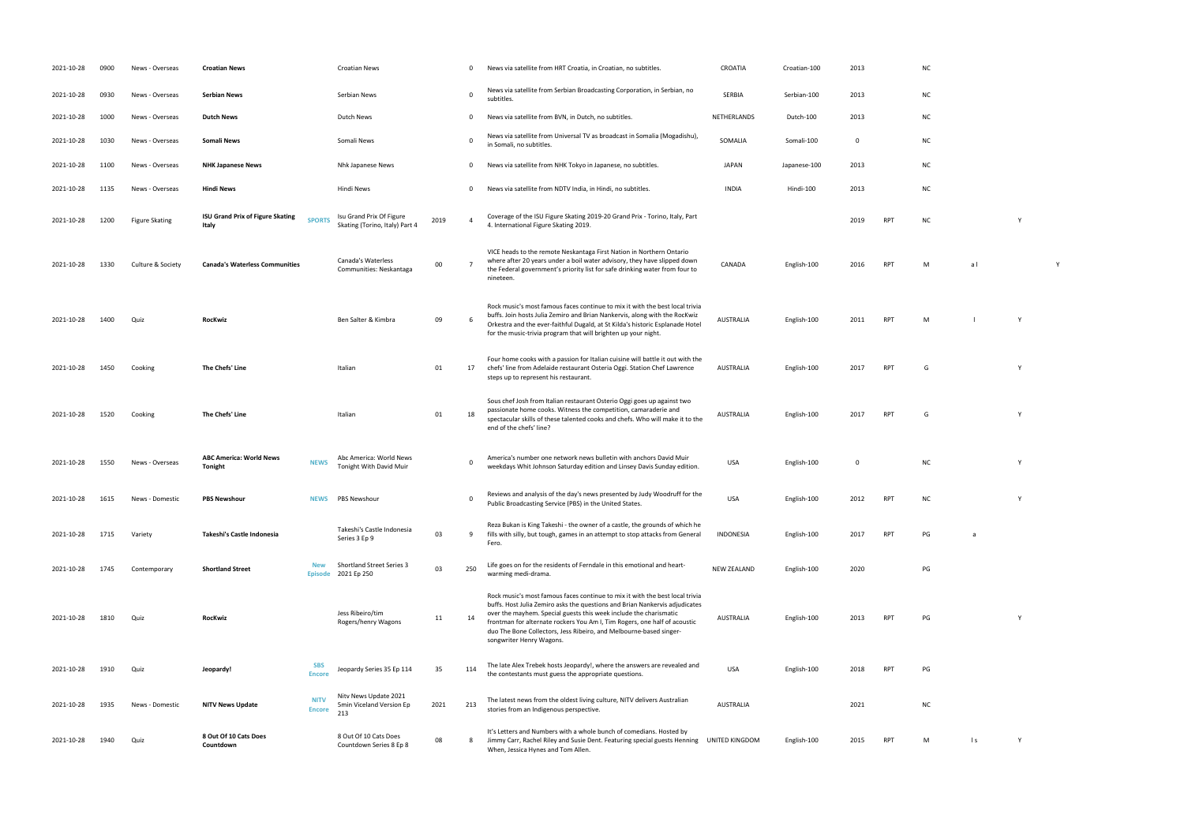| | | | | | | | | | | | | | | | | |
|---|---|---|---|---|---|---|---|---|---|---|---|---|---|---|---|---|
| 2021-10-28 | 0900 | News - Overseas | **Croatian News** | | Croatian News | | 0 | News via satellite from HRT Croatia, in Croatian, no subtitles. | CROATIA | Croatian-100 | 2013 | | NC | | | |
| 2021-10-28 | 0930 | News - Overseas | **Serbian News** | | Serbian News | | 0 | News via satellite from Serbian Broadcasting Corporation, in Serbian, no subtitles. | SERBIA | Serbian-100 | 2013 | | NC | | | |
| 2021-10-28 | 1000 | News - Overseas | **Dutch News** | | Dutch News | | 0 | News via satellite from BVN, in Dutch, no subtitles. | NETHERLANDS | Dutch-100 | 2013 | | NC | | | |
| 2021-10-28 | 1030 | News - Overseas | **Somali News** | | Somali News | | 0 | News via satellite from Universal TV as broadcast in Somalia (Mogadishu), in Somali, no subtitles. | SOMALIA | Somali-100 | 0 | | NC | | | |
| 2021-10-28 | 1100 | News - Overseas | **NHK Japanese News** | | Nhk Japanese News | | 0 | News via satellite from NHK Tokyo in Japanese, no subtitles. | JAPAN | Japanese-100 | 2013 | | NC | | | |
| 2021-10-28 | 1135 | News - Overseas | **Hindi News** | | Hindi News | | 0 | News via satellite from NDTV India, in Hindi, no subtitles. | INDIA | Hindi-100 | 2013 | | NC | | | |
| 2021-10-28 | 1200 | Figure Skating | **ISU Grand Prix of Figure Skating Italy** | SPORTS | Isu Grand Prix Of Figure Skating (Torino, Italy) Part 4 | 2019 | 4 | Coverage of the ISU Figure Skating 2019-20 Grand Prix - Torino, Italy, Part 4. International Figure Skating 2019. | | | 2019 | RPT | NC | | Y | |
| 2021-10-28 | 1330 | Culture & Society | **Canada's Waterless Communities** | | Canada's Waterless Communities: Neskantaga | 00 | 7 | VICE heads to the remote Neskantaga First Nation in Northern Ontario where after 20 years under a boil water advisory, they have slipped down the Federal government's priority list for safe drinking water from four to nineteen. | CANADA | English-100 | 2016 | RPT | M | a l | | Y |
| 2021-10-28 | 1400 | Quiz | **RocKwiz** | | Ben Salter & Kimbra | 09 | 6 | Rock music's most famous faces continue to mix it with the best local trivia buffs. Join hosts Julia Zemiro and Brian Nankervis, along with the RocKwiz Orkestra and the ever-faithful Dugald, at St Kilda's historic Esplanade Hotel for the music-trivia program that will brighten up your night. | AUSTRALIA | English-100 | 2011 | RPT | M | l | Y | |
| 2021-10-28 | 1450 | Cooking | **The Chefs' Line** | | Italian | 01 | 17 | Four home cooks with a passion for Italian cuisine will battle it out with the chefs' line from Adelaide restaurant Osteria Oggi. Station Chef Lawrence steps up to represent his restaurant. | AUSTRALIA | English-100 | 2017 | RPT | G | | Y | |
| 2021-10-28 | 1520 | Cooking | **The Chefs' Line** | | Italian | 01 | 18 | Sous chef Josh from Italian restaurant Osterio Oggi goes up against two passionate home cooks. Witness the competition, camaraderie and spectacular skills of these talented cooks and chefs. Who will make it to the end of the chefs' line? | AUSTRALIA | English-100 | 2017 | RPT | G | | Y | |
| 2021-10-28 | 1550 | News - Overseas | **ABC America: World News Tonight** | NEWS | Abc America: World News Tonight With David Muir | | 0 | America's number one network news bulletin with anchors David Muir weekdays Whit Johnson Saturday edition and Linsey Davis Sunday edition. | USA | English-100 | 0 | | NC | | Y | |
| 2021-10-28 | 1615 | News - Domestic | **PBS Newshour** | NEWS | PBS Newshour | | 0 | Reviews and analysis of the day's news presented by Judy Woodruff for the Public Broadcasting Service (PBS) in the United States. | USA | English-100 | 2012 | RPT | NC | | Y | |
| 2021-10-28 | 1715 | Variety | **Takeshi's Castle Indonesia** | | Takeshi's Castle Indonesia Series 3 Ep 9 | 03 | 9 | Reza Bukan is King Takeshi - the owner of a castle, the grounds of which he fills with silly, but tough, games in an attempt to stop attacks from General Fero. | INDONESIA | English-100 | 2017 | RPT | PG | a | | |
| 2021-10-28 | 1745 | Contemporary | **Shortland Street** | New Episode | Shortland Street Series 3 2021 Ep 250 | 03 | 250 | Life goes on for the residents of Ferndale in this emotional and heart-warming medi-drama. | NEW ZEALAND | English-100 | 2020 | | PG | | | |
| 2021-10-28 | 1810 | Quiz | **RocKwiz** | | Jess Ribeiro/tim Rogers/henry Wagons | 11 | 14 | Rock music's most famous faces continue to mix it with the best local trivia buffs. Host Julia Zemiro asks the questions and Brian Nankervis adjudicates over the mayhem. Special guests this week include the charismatic frontman for alternate rockers You Am I, Tim Rogers, one half of acoustic duo The Bone Collectors, Jess Ribeiro, and Melbourne-based singer-songwriter Henry Wagons. | AUSTRALIA | English-100 | 2013 | RPT | PG | | Y | |
| 2021-10-28 | 1910 | Quiz | **Jeopardy!** | SBS Encore | Jeopardy Series 35 Ep 114 | 35 | 114 | The late Alex Trebek hosts Jeopardy!, where the answers are revealed and the contestants must guess the appropriate questions. | USA | English-100 | 2018 | RPT | PG | | | |
| 2021-10-28 | 1935 | News - Domestic | **NITV News Update** | NITV Encore | Nitv News Update 2021 5min Viceland Version Ep 213 | 2021 | 213 | The latest news from the oldest living culture, NITV delivers Australian stories from an Indigenous perspective. | AUSTRALIA | | 2021 | | NC | | | |
| 2021-10-28 | 1940 | Quiz | **8 Out Of 10 Cats Does Countdown** | | 8 Out Of 10 Cats Does Countdown Series 8 Ep 8 | 08 | 8 | It's Letters and Numbers with a whole bunch of comedians. Hosted by Jimmy Carr, Rachel Riley and Susie Dent. Featuring special guests Henning When, Jessica Hynes and Tom Allen. | UNITED KINGDOM | English-100 | 2015 | RPT | M | l s | Y | |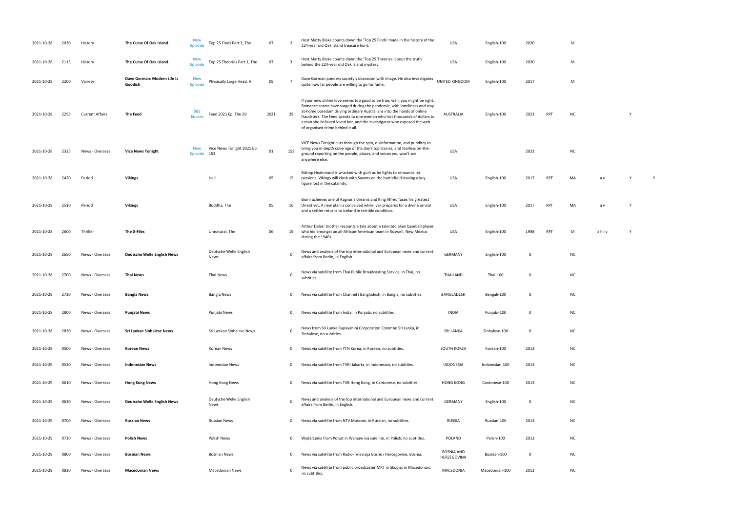| | | | | | | | | | | | | | | | | | |
|---|---|---|---|---|---|---|---|---|---|---|---|---|---|---|---|---|---|
| 2021-10-28 | 2030 | History | **The Curse Of Oak Island** | New Episode | Top 25 Finds Part 2, The | 07 | 2 | Host Matty Blake counts down the 'Top 25 Finds' made in the history of the 224-year old Oak Island treasure hunt. | USA | English-100 | 2020 | | M | | | |
| 2021-10-28 | 2115 | History | **The Curse Of Oak Island** | New Episode | Top 25 Theories Part 1, The | 07 | 3 | Host Matty Blake counts down the 'Top 25 Theories' about the truth behind the 224-year old Oak Island mystery. | USA | English-100 | 2020 | | M | | | |
| 2021-10-28 | 2200 | Variety | **Dave Gorman: Modern Life Is Goodish** | New Episode | Physically Large Head, A | 05 | 7 | Dave Gorman ponders society's obsession with image. He also investigates quite how far people are willing to go for fame. | UNITED KINGDOM | English-100 | 2017 | | M | | | |
| 2021-10-28 | 2255 | Current Affairs | **The Feed** | SBS Encore | Feed 2021 Ep, The 29 | 2021 | 29 | If your new online love seems too good to be true, well, you might be right. Romance scams have surged during the pandemic, with loneliness and stay-at-home boredom driving ordinary Australians into the hands of online fraudsters. The Feed speaks to one woman who lost thousands of dollars to a man she believed loved her, and the investigator who exposed the web of organised crime behind it all. | AUSTRALIA | English-100 | 2021 | RPT | NC | | Y | |
| 2021-10-28 | 2325 | News - Overseas | **Vice News Tonight** | New Episode | Vice News Tonight 2021 Ep 153 | 01 | 153 | VICE News Tonight cuts through the spin, disinformation, and punditry to bring you in-depth coverage of the day's top stories, and fearless on-the-ground reporting on the people, places, and voices you won't see anywhere else. | USA | | 2021 | | NC | | | |
| 2021-10-28 | 2420 | Period | **Vikings** | | Hell | 05 | 15 | Bishop Heahmund is wracked with guilt as he fights to renounce his passions. Vikings will clash with Saxons on the battlefield leaving a key figure lost in the calamity. | USA | English-100 | 2017 | RPT | MA | a v | Y | Y |
| 2021-10-28 | 2510 | Period | **Vikings** | | Buddha, The | 05 | 16 | Bjorn achieves one of Ragnar's dreams and King Alfred faces his greatest threat yet. A new plan is conceived while Ivar prepares for a divine arrival and a settler returns to Iceland in terrible condition. | USA | English-100 | 2017 | RPT | MA | a v | Y | |
| 2021-10-28 | 2600 | Thriller | **The X-Files** | | Unnatural, The | 06 | 19 | Arthur Dales' brother recounts a tale about a talented alien baseball player who hid amongst an all-African-American team in Roswell, New Mexico during the 1940s. | USA | English-100 | 1998 | RPT | M | a h l v | Y | |
| 2021-10-28 | 2650 | News - Overseas | **Deutsche Welle English News** | | Deutsche Welle English News | | 0 | News and analysis of the top international and European news and current affairs from Berlin, in English. | GERMANY | English-100 | 0 | | NC | | | |
| 2021-10-28 | 2700 | News - Overseas | **Thai News** | | Thai News | | 0 | News via satellite from Thai Public Broadcasting Service, in Thai, no subtitles. | THAILAND | Thai-100 | 0 | | NC | | | |
| 2021-10-28 | 2730 | News - Overseas | **Bangla News** | | Bangla News | | 0 | News via satellite from Channel i Bangladesh, in Bangla, no subtitles. | BANGLADESH | Bengali-100 | 0 | | NC | | | |
| 2021-10-28 | 2800 | News - Overseas | **Punjabi News** | | Punjabi News | | 0 | News via satellite from India, in Punjabi, no subtitles. | INDIA | Punjabi-100 | 0 | | NC | | | |
| 2021-10-28 | 2830 | News - Overseas | **Sri Lankan Sinhalese News** | | Sri Lankan Sinhalese News | | 0 | News from Sri Lanka Rupavahini Corporation Colombo Sri Lanka, in Sinhalese, no subtitles. | SRI LANKA | Sinhalese-100 | 0 | | NC | | | |
| 2021-10-29 | 0500 | News - Overseas | **Korean News** | | Korean News | | 0 | News via satellite from YTN Korea, in Korean, no subtitles. | SOUTH KOREA | Korean-100 | 2013 | | NC | | | |
| 2021-10-29 | 0530 | News - Overseas | **Indonesian News** | | Indonesian News | | 0 | News via satellite from TVRI Jakarta, in Indonesian, no subtitles. | INDONESIA | Indonesian-100 | 2013 | | NC | | | |
| 2021-10-29 | 0610 | News - Overseas | **Hong Kong News** | | Hong Kong News | | 0 | News via satellite from TVB Hong Kong, in Cantonese, no subtitles. | HONG KONG | Cantonese-100 | 2013 | | NC | | | |
| 2021-10-29 | 0630 | News - Overseas | **Deutsche Welle English News** | | Deutsche Welle English News | | 0 | News and analysis of the top international and European news and current affairs from Berlin, in English. | GERMANY | English-100 | 0 | | NC | | | |
| 2021-10-29 | 0700 | News - Overseas | **Russian News** | | Russian News | | 0 | News via satellite from NTV Moscow, in Russian, no subtitles. | RUSSIA | Russian-100 | 2013 | | NC | | | |
| 2021-10-29 | 0730 | News - Overseas | **Polish News** | | Polish News | | 0 | Wydarzenia from Polsat in Warsaw via satellite, in Polish, no subtitles. | POLAND | Polish-100 | 2013 | | NC | | | |
| 2021-10-29 | 0800 | News - Overseas | **Bosnian News** | | Bosnian News | | 0 | News via satellite from Radio-Televizija Bosne i Hercegovine, Bosnia. | BOSNIA AND HERZEGOVINA | Bosnian-100 | 0 | | NC | | | |
| 2021-10-29 | 0830 | News - Overseas | **Macedonian News** | | Macedonian News | | 0 | News via satellite from public broadcaster MRT in Skopje, in Macedonian, no subtitles. | MACEDONIA | Macedonian-100 | 2013 | | NC | | | |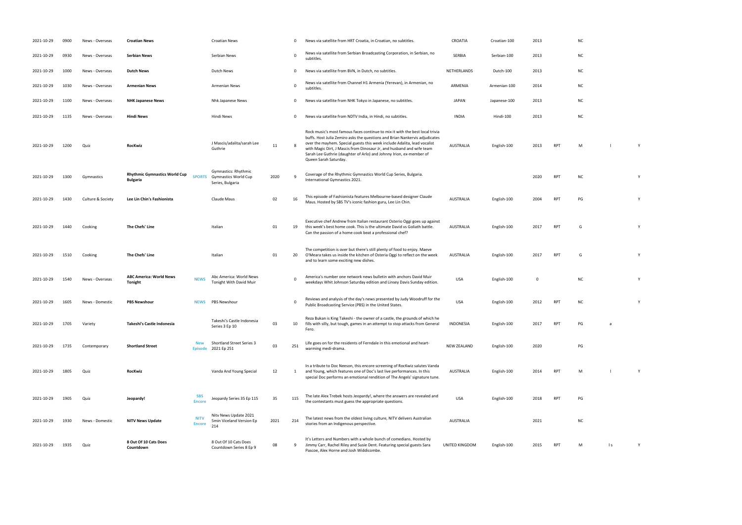| | | | | | | | | | | | | | | | | |
|---|---|---|---|---|---|---|---|---|---|---|---|---|---|---|---|---|
| 2021-10-29 | 0900 | News - Overseas | **Croatian News** | | Croatian News | | 0 | News via satellite from HRT Croatia, in Croatian, no subtitles. | CROATIA | Croatian-100 | 2013 | | NC | | |
| 2021-10-29 | 0930 | News - Overseas | **Serbian News** | | Serbian News | | 0 | News via satellite from Serbian Broadcasting Corporation, in Serbian, no subtitles. | SERBIA | Serbian-100 | 2013 | | NC | | |
| 2021-10-29 | 1000 | News - Overseas | **Dutch News** | | Dutch News | | 0 | News via satellite from BVN, in Dutch, no subtitles. | NETHERLANDS | Dutch-100 | 2013 | | NC | | |
| 2021-10-29 | 1030 | News - Overseas | **Armenian News** | | Armenian News | | 0 | News via satellite from Channel H1 Armenia (Yerevan), in Armenian, no subtitles. | ARMENIA | Armenian-100 | 2014 | | NC | | |
| 2021-10-29 | 1100 | News - Overseas | **NHK Japanese News** | | Nhk Japanese News | | 0 | News via satellite from NHK Tokyo in Japanese, no subtitles. | JAPAN | Japanese-100 | 2013 | | NC | | |
| 2021-10-29 | 1135 | News - Overseas | **Hindi News** | | Hindi News | | 0 | News via satellite from NDTV India, in Hindi, no subtitles. | INDIA | Hindi-100 | 2013 | | NC | | |
| 2021-10-29 | 1200 | Quiz | **RocKwiz** | | J Mascis/adalita/sarah Lee Guthrie | 11 | 8 | Rock music's most famous faces continue to mix it with the best local trivia buffs. Host Julia Zemiro asks the questions and Brian Nankervis adjudicates over the mayhem. Special guests this week include Adalita, lead vocalist with Magic Dirt, J Mascis from Dinosaur Jr, and husband and wife team Sarah Lee Guthrie (daughter of Arlo) and Johnny Irion, ex-member of Queen Sarah Saturday. | AUSTRALIA | English-100 | 2013 | RPT | M | l | Y |
| 2021-10-29 | 1300 | Gymnastics | **Rhythmic Gymnastics World Cup Bulgaria** | SPORTS | Gymnastics: Rhythmic Gymnastics World Cup Series, Bulgaria | 2020 | 9 | Coverage of the Rhythmic Gymnastics World Cup Series, Bulgaria. International Gymnastics 2021. | | | 2020 | RPT | NC | | Y |
| 2021-10-29 | 1430 | Culture & Society | **Lee Lin Chin's Fashionista** | | Claude Maus | 02 | 16 | This episode of Fashionista features Melbourne-based designer Claude Maus. Hosted by SBS TV's iconic fashion guru, Lee Lin Chin. | AUSTRALIA | English-100 | 2004 | RPT | PG | | Y |
| 2021-10-29 | 1440 | Cooking | **The Chefs' Line** | | Italian | 01 | 19 | Executive chef Andrew from Italian restaurant Osterio Oggi goes up against this week's best home cook. This is the ultimate David vs Goliath battle. Can the passion of a home cook beat a professional chef? | AUSTRALIA | English-100 | 2017 | RPT | G | | Y |
| 2021-10-29 | 1510 | Cooking | **The Chefs' Line** | | Italian | 01 | 20 | The competition is over but there's still plenty of food to enjoy. Maeve O'Meara takes us inside the kitchen of Osteria Oggi to reflect on the week and to learn some exciting new dishes. | AUSTRALIA | English-100 | 2017 | RPT | G | | Y |
| 2021-10-29 | 1540 | News - Overseas | **ABC America: World News Tonight** | NEWS | Abc America: World News Tonight With David Muir | | 0 | America's number one network news bulletin with anchors David Muir weekdays Whit Johnson Saturday edition and Linsey Davis Sunday edition. | USA | English-100 | 0 | | NC | | Y |
| 2021-10-29 | 1605 | News - Domestic | **PBS Newshour** | NEWS | PBS Newshour | | 0 | Reviews and analysis of the day's news presented by Judy Woodruff for the Public Broadcasting Service (PBS) in the United States. | USA | English-100 | 2012 | RPT | NC | | Y |
| 2021-10-29 | 1705 | Variety | **Takeshi's Castle Indonesia** | | Takeshi's Castle Indonesia Series 3 Ep 10 | 03 | 10 | Reza Bukan is King Takeshi - the owner of a castle, the grounds of which he fills with silly, but tough, games in an attempt to stop attacks from General Fero. | INDONESIA | English-100 | 2017 | RPT | PG | a | |
| 2021-10-29 | 1735 | Contemporary | **Shortland Street** | New Episode | Shortland Street Series 3 2021 Ep 251 | 03 | 251 | Life goes on for the residents of Ferndale in this emotional and heart-warming medi-drama. | NEW ZEALAND | English-100 | 2020 | | PG | | |
| 2021-10-29 | 1805 | Quiz | **RocKwiz** | | Vanda And Young Special | 12 | 1 | In a tribute to Doc Neeson, this encore screening of RocKwiz salutes Vanda and Young, which features one of Doc's last live performances. In this special Doc performs an emotional rendition of The Angels' signature tune. | AUSTRALIA | English-100 | 2014 | RPT | M | l | Y |
| 2021-10-29 | 1905 | Quiz | **Jeopardy!** | SBS Encore | Jeopardy Series 35 Ep 115 | 35 | 115 | The late Alex Trebek hosts Jeopardy!, where the answers are revealed and the contestants must guess the appropriate questions. | USA | English-100 | 2018 | RPT | PG | | |
| 2021-10-29 | 1930 | News - Domestic | **NITV News Update** | NITV Encore | Nitv News Update 2021 5min Viceland Version Ep 214 | 2021 | 214 | The latest news from the oldest living culture, NITV delivers Australian stories from an Indigenous perspective. | AUSTRALIA | | 2021 | | NC | | |
| 2021-10-29 | 1935 | Quiz | **8 Out Of 10 Cats Does Countdown** | | 8 Out Of 10 Cats Does Countdown Series 8 Ep 9 | 08 | 9 | It's Letters and Numbers with a whole bunch of comedians. Hosted by Jimmy Carr, Rachel Riley and Susie Dent. Featuring special guests Sara Pascoe, Alex Horne and Josh Widdicombe. | UNITED KINGDOM | English-100 | 2015 | RPT | M | l s | Y |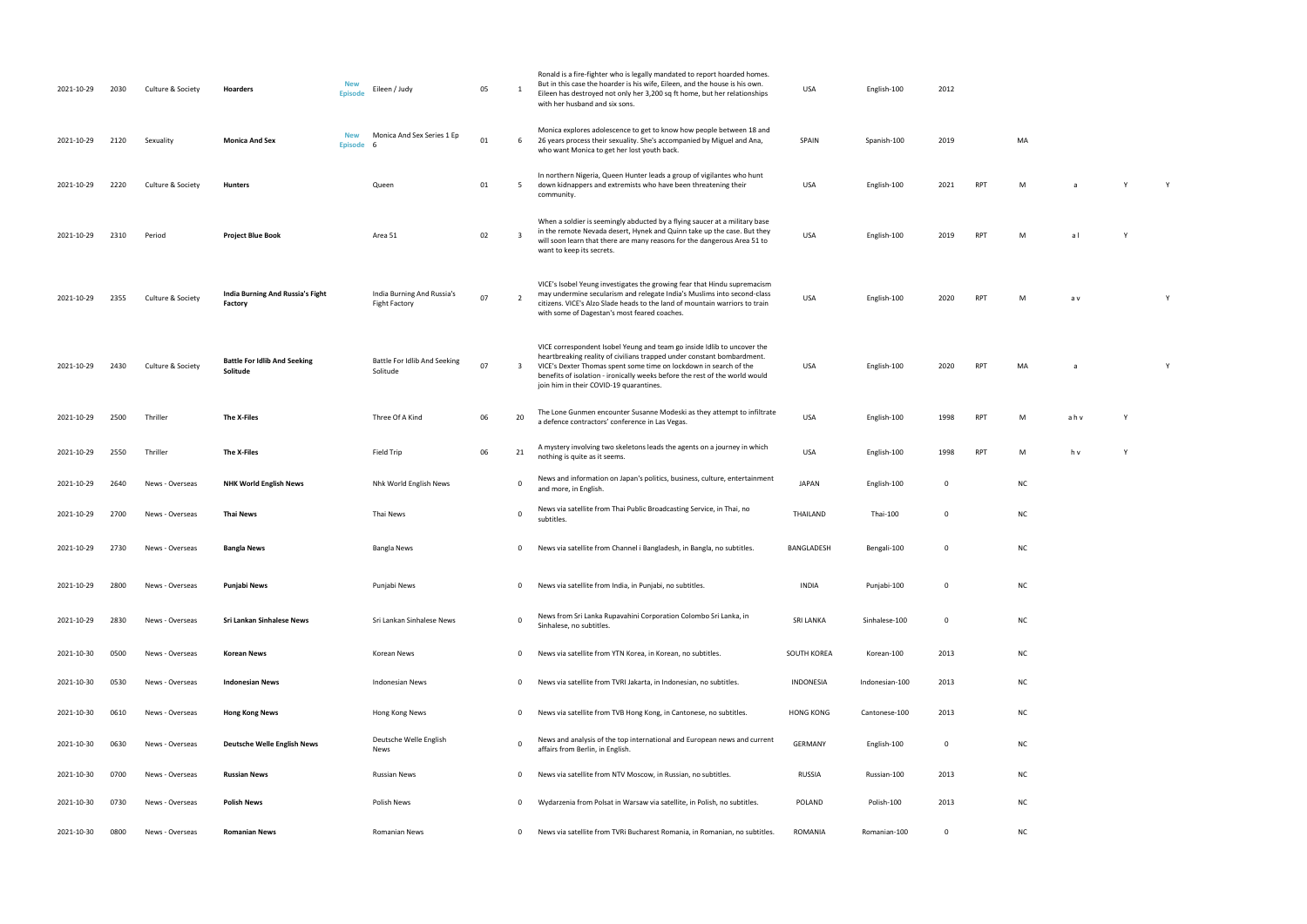| | | | | | | | | | | | | | | | | | |
|---|---|---|---|---|---|---|---|---|---|---|---|---|---|---|---|---|---|
| 2021-10-29 | 2030 | Culture & Society | **Hoarders** | New Episode | Eileen / Judy | 05 | 1 | Ronald is a fire-fighter who is legally mandated to report hoarded homes. But in this case the hoarder is his wife, Eileen, and the house is his own. Eileen has destroyed not only her 3,200 sq ft home, but her relationships with her husband and six sons. | USA | English-100 | 2012 | | | | | |
| 2021-10-29 | 2120 | Sexuality | **Monica And Sex** | New Episode 6 | Monica And Sex Series 1 Ep | 01 | 6 | Monica explores adolescence to get to know how people between 18 and 26 years process their sexuality. She's accompanied by Miguel and Ana, who want Monica to get her lost youth back. | SPAIN | Spanish-100 | 2019 | | MA | | | |
| 2021-10-29 | 2220 | Culture & Society | **Hunters** | | Queen | 01 | 5 | In northern Nigeria, Queen Hunter leads a group of vigilantes who hunt down kidnappers and extremists who have been threatening their community. | USA | English-100 | 2021 | RPT | M | a | Y | Y |
| 2021-10-29 | 2310 | Period | **Project Blue Book** | | Area 51 | 02 | 3 | When a soldier is seemingly abducted by a flying saucer at a military base in the remote Nevada desert, Hynek and Quinn take up the case. But they will soon learn that there are many reasons for the dangerous Area 51 to want to keep its secrets. | USA | English-100 | 2019 | RPT | M | a l | Y | |
| 2021-10-29 | 2355 | Culture & Society | **India Burning And Russia's Fight Factory** | | India Burning And Russia's Fight Factory | 07 | 2 | VICE's Isobel Yeung investigates the growing fear that Hindu supremacism may undermine secularism and relegate India's Muslims into second-class citizens. VICE's Alzo Slade heads to the land of mountain warriors to train with some of Dagestan's most feared coaches. | USA | English-100 | 2020 | RPT | M | a v | | Y |
| 2021-10-29 | 2430 | Culture & Society | **Battle For Idlib And Seeking Solitude** | | Battle For Idlib And Seeking Solitude | 07 | 3 | VICE correspondent Isobel Yeung and team go inside Idlib to uncover the heartbreaking reality of civilians trapped under constant bombardment. VICE's Dexter Thomas spent some time on lockdown in search of the benefits of isolation - ironically weeks before the rest of the world would join him in their COVID-19 quarantines. | USA | English-100 | 2020 | RPT | MA | a | | Y |
| 2021-10-29 | 2500 | Thriller | **The X-Files** | | Three Of A Kind | 06 | 20 | The Lone Gunmen encounter Susanne Modeski as they attempt to infiltrate a defence contractors' conference in Las Vegas. | USA | English-100 | 1998 | RPT | M | a h v | Y | |
| 2021-10-29 | 2550 | Thriller | **The X-Files** | | Field Trip | 06 | 21 | A mystery involving two skeletons leads the agents on a journey in which nothing is quite as it seems. | USA | English-100 | 1998 | RPT | M | h v | Y | |
| 2021-10-29 | 2640 | News - Overseas | **NHK World English News** | | Nhk World English News | | 0 | News and information on Japan's politics, business, culture, entertainment and more, in English. | JAPAN | English-100 | 0 | | NC | | | |
| 2021-10-29 | 2700 | News - Overseas | **Thai News** | | Thai News | | 0 | News via satellite from Thai Public Broadcasting Service, in Thai, no subtitles. | THAILAND | Thai-100 | 0 | | NC | | | |
| 2021-10-29 | 2730 | News - Overseas | **Bangla News** | | Bangla News | | 0 | News via satellite from Channel i Bangladesh, in Bangla, no subtitles. | BANGLADESH | Bengali-100 | 0 | | NC | | | |
| 2021-10-29 | 2800 | News - Overseas | **Punjabi News** | | Punjabi News | | 0 | News via satellite from India, in Punjabi, no subtitles. | INDIA | Punjabi-100 | 0 | | NC | | | |
| 2021-10-29 | 2830 | News - Overseas | **Sri Lankan Sinhalese News** | | Sri Lankan Sinhalese News | | 0 | News from Sri Lanka Rupavahini Corporation Colombo Sri Lanka, in Sinhalese, no subtitles. | SRI LANKA | Sinhalese-100 | 0 | | NC | | | |
| 2021-10-30 | 0500 | News - Overseas | **Korean News** | | Korean News | | 0 | News via satellite from YTN Korea, in Korean, no subtitles. | SOUTH KOREA | Korean-100 | 2013 | | NC | | | |
| 2021-10-30 | 0530 | News - Overseas | **Indonesian News** | | Indonesian News | | 0 | News via satellite from TVRI Jakarta, in Indonesian, no subtitles. | INDONESIA | Indonesian-100 | 2013 | | NC | | | |
| 2021-10-30 | 0610 | News - Overseas | **Hong Kong News** | | Hong Kong News | | 0 | News via satellite from TVB Hong Kong, in Cantonese, no subtitles. | HONG KONG | Cantonese-100 | 2013 | | NC | | | |
| 2021-10-30 | 0630 | News - Overseas | **Deutsche Welle English News** | | Deutsche Welle English News | | 0 | News and analysis of the top international and European news and current affairs from Berlin, in English. | GERMANY | English-100 | 0 | | NC | | | |
| 2021-10-30 | 0700 | News - Overseas | **Russian News** | | Russian News | | 0 | News via satellite from NTV Moscow, in Russian, no subtitles. | RUSSIA | Russian-100 | 2013 | | NC | | | |
| 2021-10-30 | 0730 | News - Overseas | **Polish News** | | Polish News | | 0 | Wydarzenia from Polsat in Warsaw via satellite, in Polish, no subtitles. | POLAND | Polish-100 | 2013 | | NC | | | |
| 2021-10-30 | 0800 | News - Overseas | **Romanian News** | | Romanian News | | 0 | News via satellite from TVRi Bucharest Romania, in Romanian, no subtitles. | ROMANIA | Romanian-100 | 0 | | NC | | | |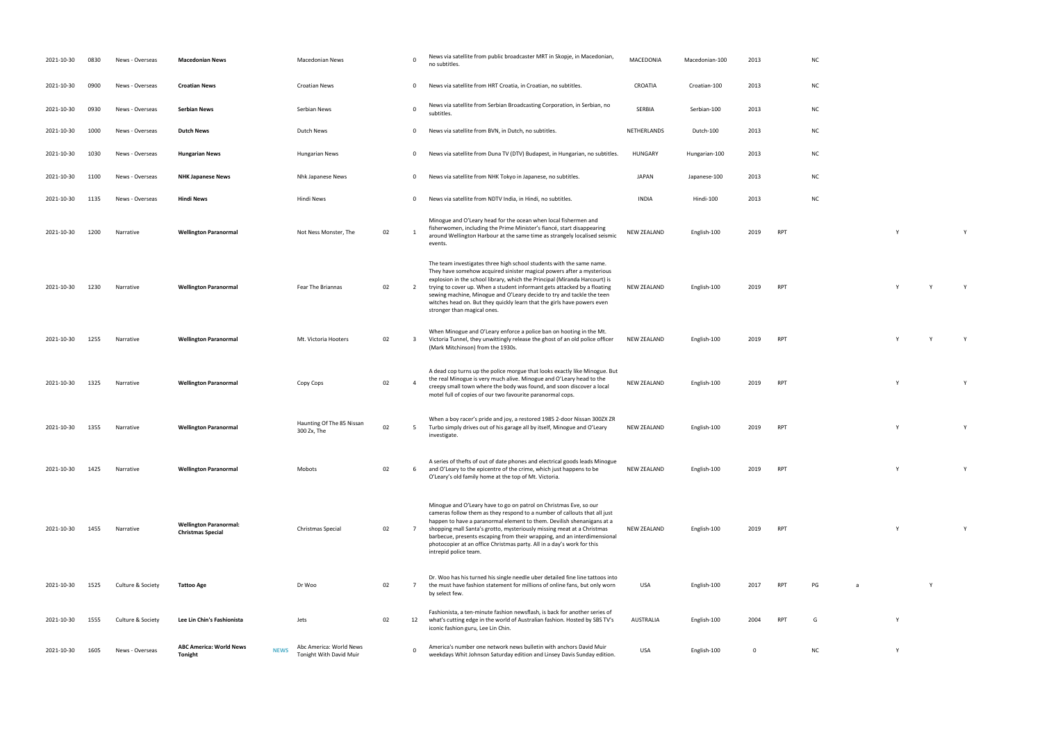| | | | | | | | | | | | | | | | | | |
|---|---|---|---|---|---|---|---|---|---|---|---|---|---|---|---|---|---|
| 2021-10-30 | 0830 | News - Overseas | **Macedonian News** | | Macedonian News | | 0 | News via satellite from public broadcaster MRT in Skopje, in Macedonian, no subtitles. | MACEDONIA | Macedonian-100 | 2013 | | NC | | | | |
| 2021-10-30 | 0900 | News - Overseas | **Croatian News** | | Croatian News | | 0 | News via satellite from HRT Croatia, in Croatian, no subtitles. | CROATIA | Croatian-100 | 2013 | | NC | | | | |
| 2021-10-30 | 0930 | News - Overseas | **Serbian News** | | Serbian News | | 0 | News via satellite from Serbian Broadcasting Corporation, in Serbian, no subtitles. | SERBIA | Serbian-100 | 2013 | | NC | | | | |
| 2021-10-30 | 1000 | News - Overseas | **Dutch News** | | Dutch News | | 0 | News via satellite from BVN, in Dutch, no subtitles. | NETHERLANDS | Dutch-100 | 2013 | | NC | | | | |
| 2021-10-30 | 1030 | News - Overseas | **Hungarian News** | | Hungarian News | | 0 | News via satellite from Duna TV (DTV) Budapest, in Hungarian, no subtitles. | HUNGARY | Hungarian-100 | 2013 | | NC | | | | |
| 2021-10-30 | 1100 | News - Overseas | **NHK Japanese News** | | Nhk Japanese News | | 0 | News via satellite from NHK Tokyo in Japanese, no subtitles. | JAPAN | Japanese-100 | 2013 | | NC | | | | |
| 2021-10-30 | 1135 | News - Overseas | **Hindi News** | | Hindi News | | 0 | News via satellite from NDTV India, in Hindi, no subtitles. | INDIA | Hindi-100 | 2013 | | NC | | | | |
| 2021-10-30 | 1200 | Narrative | **Wellington Paranormal** | | Not Ness Monster, The | 02 | 1 | Minogue and O'Leary head for the ocean when local fishermen and fisherwomen, including the Prime Minister's fiancé, start disappearing around Wellington Harbour at the same time as strangely localised seismic events. | NEW ZEALAND | English-100 | 2019 | RPT | | | Y | | Y |
| 2021-10-30 | 1230 | Narrative | **Wellington Paranormal** | | Fear The Briannas | 02 | 2 | The team investigates three high school students with the same name. They have somehow acquired sinister magical powers after a mysterious explosion in the school library, which the Principal (Miranda Harcourt) is trying to cover up. When a student informant gets attacked by a floating sewing machine, Minogue and O'Leary decide to try and tackle the teen witches head on. But they quickly learn that the girls have powers even stronger than magical ones. | NEW ZEALAND | English-100 | 2019 | RPT | | | Y | Y | Y |
| 2021-10-30 | 1255 | Narrative | **Wellington Paranormal** | | Mt. Victoria Hooters | 02 | 3 | When Minogue and O'Leary enforce a police ban on hooting in the Mt. Victoria Tunnel, they unwittingly release the ghost of an old police officer (Mark Mitchinson) from the 1930s. | NEW ZEALAND | English-100 | 2019 | RPT | | | Y | Y | Y |
| 2021-10-30 | 1325 | Narrative | **Wellington Paranormal** | | Copy Cops | 02 | 4 | A dead cop turns up the police morgue that looks exactly like Minogue. But the real Minogue is very much alive. Minogue and O'Leary head to the creepy small town where the body was found, and soon discover a local motel full of copies of our two favourite paranormal cops. | NEW ZEALAND | English-100 | 2019 | RPT | | | Y | | Y |
| 2021-10-30 | 1355 | Narrative | **Wellington Paranormal** | | Haunting Of The 85 Nissan 300 Zx, The | 02 | 5 | When a boy racer's pride and joy, a restored 1985 2-door Nissan 300ZX ZR Turbo simply drives out of his garage all by itself, Minogue and O'Leary investigate. | NEW ZEALAND | English-100 | 2019 | RPT | | | Y | | Y |
| 2021-10-30 | 1425 | Narrative | **Wellington Paranormal** | | Mobots | 02 | 6 | A series of thefts of out of date phones and electrical goods leads Minogue and O'Leary to the epicentre of the crime, which just happens to be O'Leary's old family home at the top of Mt. Victoria. | NEW ZEALAND | English-100 | 2019 | RPT | | | Y | | Y |
| 2021-10-30 | 1455 | Narrative | **Wellington Paranormal: Christmas Special** | | Christmas Special | 02 | 7 | Minogue and O'Leary have to go on patrol on Christmas Eve, so our cameras follow them as they respond to a number of callouts that all just happen to have a paranormal element to them. Devilish shenanigans at a shopping mall Santa's grotto, mysteriously missing meat at a Christmas barbecue, presents escaping from their wrapping, and an interdimensional photocopier at an office Christmas party. All in a day's work for this intrepid police team. | NEW ZEALAND | English-100 | 2019 | RPT | | | Y | | Y |
| 2021-10-30 | 1525 | Culture & Society | **Tattoo Age** | | Dr Woo | 02 | 7 | Dr. Woo has his turned his single needle uber detailed fine line tattoos into the must have fashion statement for millions of online fans, but only worn by select few. | USA | English-100 | 2017 | RPT | PG | a | | Y | |
| 2021-10-30 | 1555 | Culture & Society | **Lee Lin Chin's Fashionista** | | Jets | 02 | 12 | Fashionista, a ten-minute fashion newsflash, is back for another series of what's cutting edge in the world of Australian fashion. Hosted by SBS TV's iconic fashion guru, Lee Lin Chin. | AUSTRALIA | English-100 | 2004 | RPT | G | | Y | | |
| 2021-10-30 | 1605 | News - Overseas | **ABC America: World News Tonight** | NEWS | Abc America: World News Tonight With David Muir | | 0 | America's number one network news bulletin with anchors David Muir weekdays Whit Johnson Saturday edition and Linsey Davis Sunday edition. | USA | English-100 | 0 | | NC | | Y | | |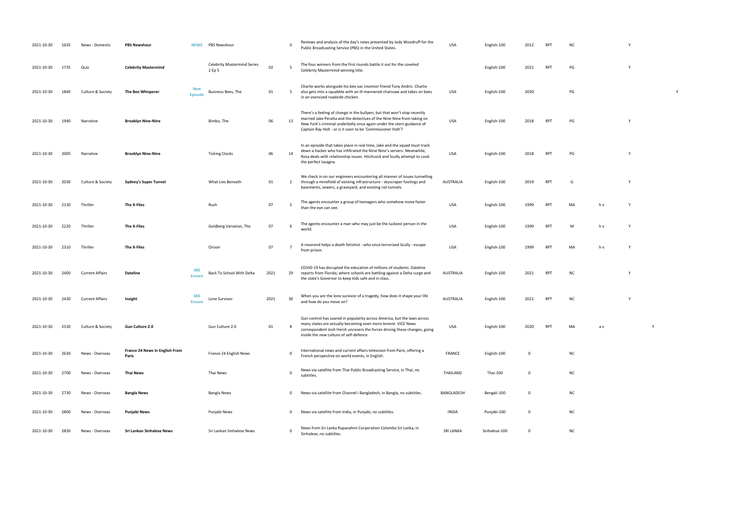| | | | | | | | | | | | | | | | | | |
|---|---|---|---|---|---|---|---|---|---|---|---|---|---|---|---|---|---|
| 2021-10-30 | 1635 | News - Domestic | **PBS Newshour** | NEWS | PBS Newshour | | 0 | Reviews and analysis of the day's news presented by Judy Woodruff for the Public Broadcasting Service (PBS) in the United States. | USA | English-100 | 2012 | RPT | NC | | Y | | |
| 2021-10-30 | 1735 | Quiz | **Celebrity Mastermind** | | Celebrity Mastermind Series 2 Ep 5 | 02 | 5 | The four winners from the first rounds battle it out for the coveted Celebrity Mastermind winning title. | | English-100 | 2021 | RPT | PG | | Y | | |
| 2021-10-30 | 1840 | Culture & Society | **The Bee Whisperer** | New Episode | Business Bees, The | 01 | 5 | Charlie works alongside his bee vac inventor friend Tony Andric. Charlie also gets into a squabble with an ill-mannered chainsaw and takes on bees in an oversized roadside chicken. | USA | English-100 | 2020 | | PG | | | | Y |
| 2021-10-30 | 1940 | Narrative | **Brooklyn Nine-Nine** | | Bimbo, The | 06 | 13 | There's a feeling of change in the bullpen, but that won't stop recently married Jake Peralta and the detectives of the Nine-Nine from taking on New York's criminal underbelly once again under the stern guidance of Captain Ray Holt - or is it soon to be 'Commissioner Holt'? | USA | English-100 | 2018 | RPT | PG | | Y | | |
| 2021-10-30 | 2005 | Narrative | **Brooklyn Nine-Nine** | | Ticking Clocks | 06 | 14 | In an episode that takes place in real time, Jake and the squad must track down a hacker who has infiltrated the Nine-Nine's servers. Meanwhile, Rosa deals with relationship issues. Hitchcock and Scully attempt to cook the perfect lasagna. | USA | English-100 | 2018 | RPT | PG | | Y | | |
| 2021-10-30 | 2030 | Culture & Society | **Sydney's Super Tunnel** | | What Lies Beneath | 01 | 2 | We check in on our engineers encountering all manner of issues tunnelling through a minefield of existing infrastructure - skyscraper footings and basements, sewers, a graveyard, and existing rail tunnels. | AUSTRALIA | English-100 | 2019 | RPT | G | | Y | | |
| 2021-10-30 | 2130 | Thriller | **The X-Files** | | Rush | 07 | 5 | The agents encounter a group of teenagers who somehow move faster than the eye can see. | USA | English-100 | 1999 | RPT | MA | h v | Y | | |
| 2021-10-30 | 2220 | Thriller | **The X-Files** | | Goldberg Variation, The | 07 | 6 | The agents encounter a man who may just be the luckiest person in the world. | USA | English-100 | 1999 | RPT | M | h v | Y | | |
| 2021-10-30 | 2310 | Thriller | **The X-Files** | | Orison | 07 | 7 | A reverend helps a death fetishist - who once terrorised Scully - escape from prison. | USA | English-100 | 1999 | RPT | MA | h v | Y | | |
| 2021-10-30 | 2400 | Current Affairs | **Dateline** | SBS Encore | Back To School With Delta | 2021 | 29 | COVID-19 has disrupted the education of millions of students. Dateline reports from Florida, where schools are battling against a Delta surge and the state's Governor to keep kids safe and in class. | AUSTRALIA | English-100 | 2021 | RPT | NC | | Y | | |
| 2021-10-30 | 2430 | Current Affairs | **Insight** | SBS Encore | Lone Survivor | 2021 | 30 | When you are the lone survivor of a tragedy, how does it shape your life and how do you move on? | AUSTRALIA | English-100 | 2021 | RPT | NC | | Y | | |
| 2021-10-30 | 2530 | Culture & Society | **Gun Culture 2.0** | | Gun Culture 2.0 | 01 | 8 | Gun control has soared in popularity across America, but the laws across many states are actually becoming even more lenient. VICE News correspondent Josh Hersh uncovers the forces driving these changes, going inside the new culture of self-defence. | USA | English-100 | 2020 | RPT | MA | a v | | Y | |
| 2021-10-30 | 2630 | News - Overseas | **France 24 News In English From Paris** | | France 24 English News | | 0 | International news and current affairs television from Paris, offering a French perspective on world events, in English. | FRANCE | English-100 | 0 | | NC | | | | |
| 2021-10-30 | 2700 | News - Overseas | **Thai News** | | Thai News | | 0 | News via satellite from Thai Public Broadcasting Service, in Thai, no subtitles. | THAILAND | Thai-100 | 0 | | NC | | | | |
| 2021-10-30 | 2730 | News - Overseas | **Bangla News** | | Bangla News | | 0 | News via satellite from Channel i Bangladesh, in Bangla, no subtitles. | BANGLADESH | Bengali-100 | 0 | | NC | | | | |
| 2021-10-30 | 2800 | News - Overseas | **Punjabi News** | | Punjabi News | | 0 | News via satellite from India, in Punjabi, no subtitles. | INDIA | Punjabi-100 | 0 | | NC | | | | |
| 2021-10-30 | 2830 | News - Overseas | **Sri Lankan Sinhalese News** | | Sri Lankan Sinhalese News | | 0 | News from Sri Lanka Rupavahini Corporation Colombo Sri Lanka, in Sinhalese, no subtitles. | SRI LANKA | Sinhalese-100 | 0 | | NC | | | | |